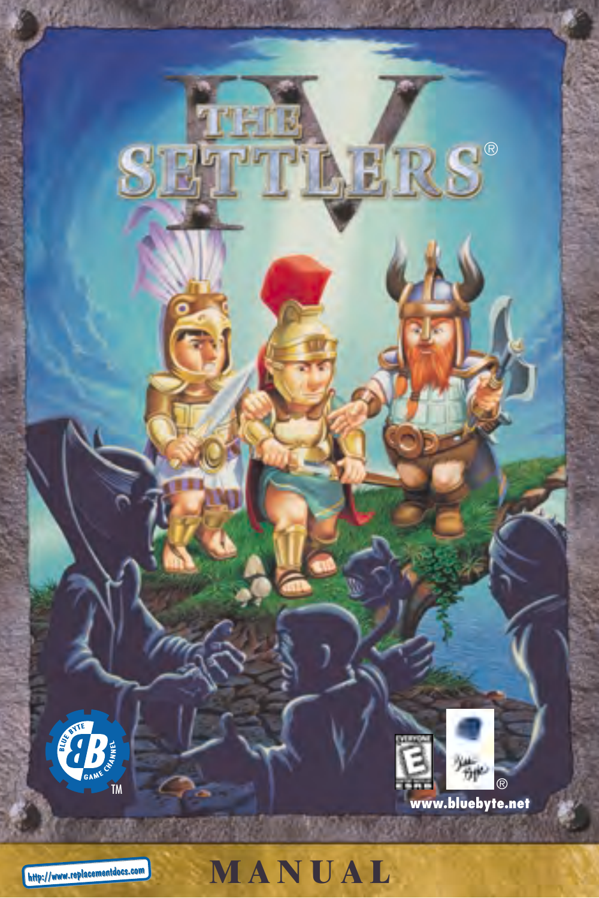# THE SETTLERS® IV

www.bluebyte.net

http://www.replacementdocs.com

# MANUAL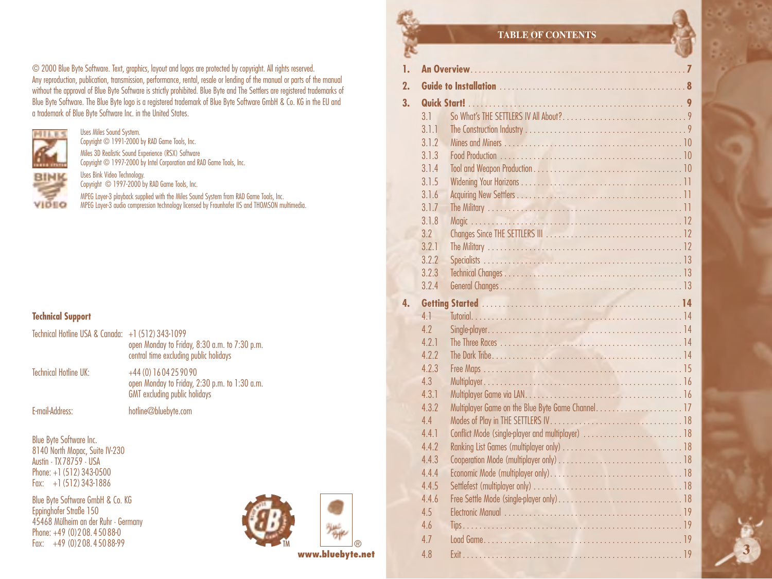© 2000 Blue Byte Software. Text, graphics, layout and logos are protected by copyright. All rights reserved. Any reproduction, publication, transmission, performance, rental, resale or lending of the manual or parts of the manual without the approval of Blue Byte Software is strictly prohibited. Blue Byte and The Settlers are registered trademarks of Blue Byte Software. The Blue Byte logo is a registered trademark of Blue Byte Software GmbH & Co. KG in the EU and a trademark of Blue Byte Software Inc. in the United States.

Uses Miles Sound System.
Copyright © 1991-2000 by RAD Game Tools, Inc.
Miles 3D Realistic Sound Experience (RSX) Software
Copyright © 1997-2000 by Intel Corporation and RAD Game Tools, Inc.
Uses Bink Video Technology.
Copyright © 1997-2000 by RAD Game Tools, Inc.
MPEG Layer-3 playback supplied with the Miles Sound System from RAD Game Tools, Inc.
MPEG Layer-3 audio compression technology licensed by Fraunhofer IIS and THOMSON multimedia.

**Technical Support**

Technical Hotline USA & Canada: +1 (512) 343-1099
open Monday to Friday, 8:30 a.m. to 7:30 p.m.
central time excluding public holidays

Technical Hotline UK: +44 (0) 16 04 25 90 90
open Monday to Friday, 2:30 p.m. to 1:30 a.m.
GMT excluding public holidays

E-mail-Address: hotline@bluebyte.com

Blue Byte Software Inc.
8140 North Mopac, Suite IV-230
Austin · TX 78759 · USA
Phone: +1 (512) 343-0500
Fax: +1 (512) 343-1886

Blue Byte Software GmbH & Co. KG
Eppinghofer Straße 150
45468 Mülheim an der Ruhr · Germany
Phone: +49 (0) 2 08. 4 50 88-0
Fax: +49 (0) 2 08. 4 50 88-99

www.bluebyte.net

# TABLE OF CONTENTS

**1. An Overview** . . . . . 7
**2. Guide to Installation** . . . . . 8
**3. Quick Start!** . . . . . 9
- 3.1 So What's THE SETTLERS IV All About? . . . . . 9
- 3.1.1 The Construction Industry . . . . . 9
- 3.1.2 Mines and Miners . . . . . 10
- 3.1.3 Food Production . . . . . 10
- 3.1.4 Tool and Weapon Production . . . . . 10
- 3.1.5 Widening Your Horizons . . . . . 11
- 3.1.6 Acquiring New Settlers . . . . . 11
- 3.1.7 The Military . . . . . 11
- 3.1.8 Magic . . . . . 12
- 3.2 Changes Since THE SETTLERS III . . . . . 12
- 3.2.1 The Military . . . . . 12
- 3.2.2 Specialists . . . . . 13
- 3.2.3 Technical Changes . . . . . 13
- 3.2.4 General Changes . . . . . 13

**4. Getting Started** . . . . . 14
- 4.1 Tutorial . . . . . 14
- 4.2 Single-player . . . . . 14
- 4.2.1 The Three Races . . . . . 14
- 4.2.2 The Dark Tribe . . . . . 14
- 4.2.3 Free Maps . . . . . 15
- 4.3 Multiplayer . . . . . 16
- 4.3.1 Multiplayer Game via LAN . . . . . 16
- 4.3.2 Multiplayer Game on the Blue Byte Game Channel . . . . . 17
- 4.4 Modes of Play in THE SETTLERS IV . . . . . 18
- 4.4.1 Conflict Mode (single-player and multiplayer) . . . . . 18
- 4.4.2 Ranking List Games (multiplayer only) . . . . . 18
- 4.4.3 Cooperation Mode (multiplayer only) . . . . . 18
- 4.4.4 Economic Mode (multiplayer only) . . . . . 18
- 4.4.5 Settlefest (multiplayer only) . . . . . 18
- 4.4.6 Free Settle Mode (single-player only) . . . . . 18
- 4.5 Electronic Manual . . . . . 19
- 4.6 Tips . . . . . 19
- 4.7 Load Game . . . . . 19
- 4.8 Exit . . . . . 19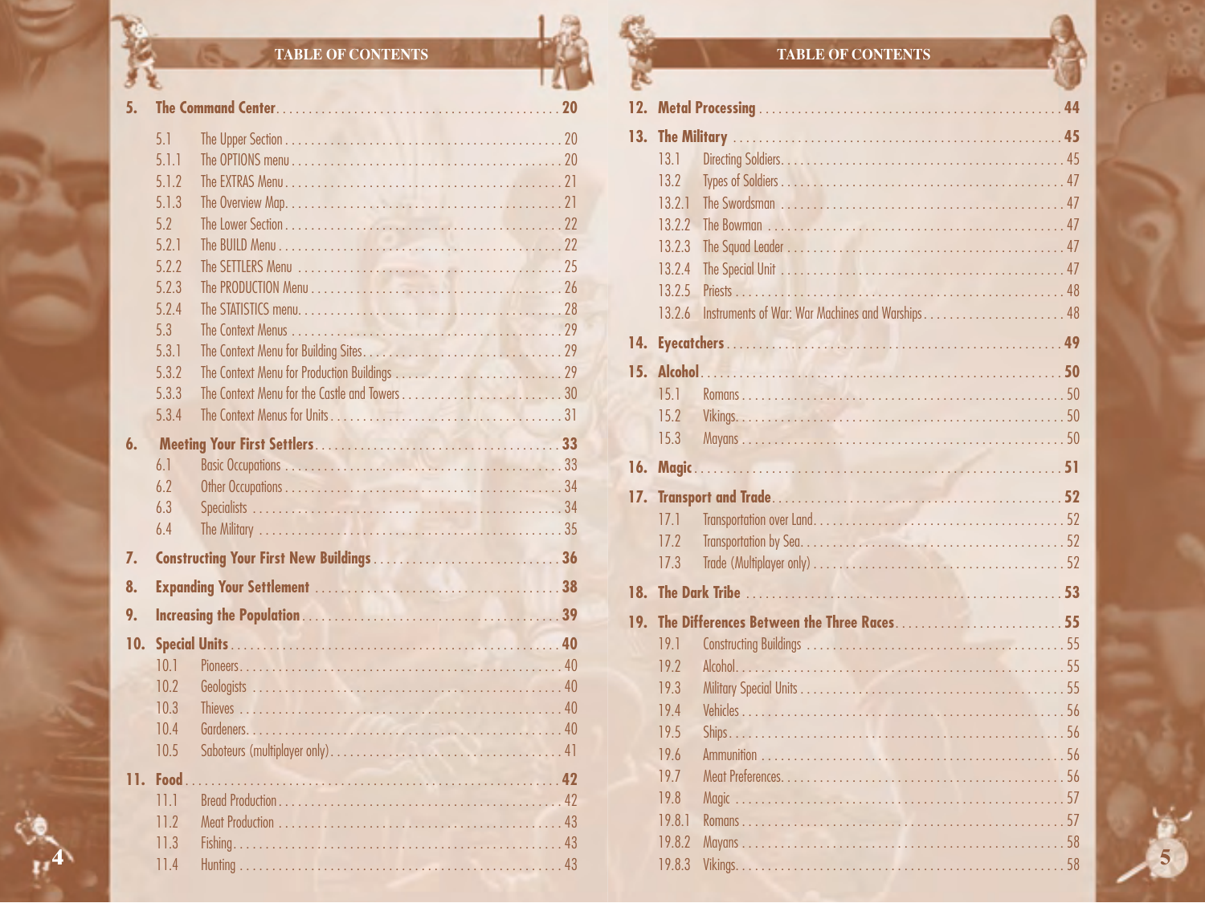## TABLE OF CONTENTS

**5. The Command Center** .......... 20

- 5.1 The Upper Section .......... 20
- 5.1.1 The OPTIONS menu .......... 20
- 5.1.2 The EXTRAS Menu .......... 21
- 5.1.3 The Overview Map .......... 21
- 5.2 The Lower Section .......... 22
- 5.2.1 The BUILD Menu .......... 22
- 5.2.2 The SETTLERS Menu .......... 25
- 5.2.3 The PRODUCTION Menu .......... 26
- 5.2.4 The STATISTICS menu .......... 28
- 5.3 The Context Menus .......... 29
- 5.3.1 The Context Menu for Building Sites .......... 29
- 5.3.2 The Context Menu for Production Buildings .......... 29
- 5.3.3 The Context Menu for the Castle and Towers .......... 30
- 5.3.4 The Context Menus for Units .......... 31

**6. Meeting Your First Settlers** .......... 33

- 6.1 Basic Occupations .......... 33
- 6.2 Other Occupations .......... 34
- 6.3 Specialists .......... 34
- 6.4 The Military .......... 35

**7. Constructing Your First New Buildings** .......... 36

**8. Expanding Your Settlement** .......... 38

**9. Increasing the Population** .......... 39

**10. Special Units** .......... 40

- 10.1 Pioneers .......... 40
- 10.2 Geologists .......... 40
- 10.3 Thieves .......... 40
- 10.4 Gardeners .......... 40
- 10.5 Saboteurs (multiplayer only) .......... 41

**11. Food** .......... 42

- 11.1 Bread Production .......... 42
- 11.2 Meat Production .......... 43
- 11.3 Fishing .......... 43
- 11.4 Hunting .......... 43

**12. Metal Processing** .......... 44

**13. The Military** .......... 45

- 13.1 Directing Soldiers .......... 45
- 13.2 Types of Soldiers .......... 47
- 13.2.1 The Swordsman .......... 47
- 13.2.2 The Bowman .......... 47
- 13.2.3 The Squad Leader .......... 47
- 13.2.4 The Special Unit .......... 47
- 13.2.5 Priests .......... 48
- 13.2.6 Instruments of War: War Machines and Warships .......... 48

**14. Eyecatchers** .......... 49

**15. Alcohol** .......... 50

- 15.1 Romans .......... 50
- 15.2 Vikings .......... 50
- 15.3 Mayans .......... 50

**16. Magic** .......... 51

**17. Transport and Trade** .......... 52

- 17.1 Transportation over Land .......... 52
- 17.2 Transportation by Sea .......... 52
- 17.3 Trade (Multiplayer only) .......... 52

**18. The Dark Tribe** .......... 53

**19. The Differences Between the Three Races** .......... 55

- 19.1 Constructing Buildings .......... 55
- 19.2 Alcohol .......... 55
- 19.3 Military Special Units .......... 55
- 19.4 Vehicles .......... 56
- 19.5 Ships .......... 56
- 19.6 Ammunition .......... 56
- 19.7 Meat Preferences .......... 56
- 19.8 Magic .......... 57
- 19.8.1 Romans .......... 57
- 19.8.2 Mayans .......... 58
- 19.8.3 Vikings .......... 58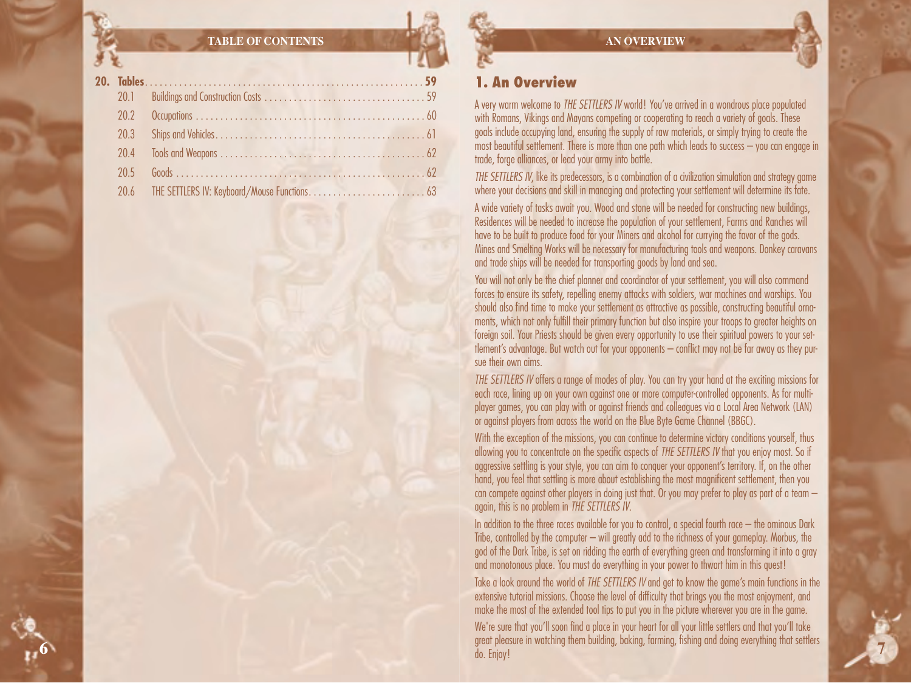**20. Tables** ........................................................ 59

- 20.1 Buildings and Construction Costs ........................................ 59
- 20.2 Occupations ........................................................ 60
- 20.3 Ships and Vehicles ........................................................ 61
- 20.4 Tools and Weapons ........................................................ 62
- 20.5 Goods ........................................................ 62
- 20.6 THE SETTLERS IV: Keyboard/Mouse Functions ........................................ 63

# 1. An Overview

A very warm welcome to *THE SETTLERS IV* world! You've arrived in a wondrous place populated with Romans, Vikings and Mayans competing or cooperating to reach a variety of goals. These goals include occupying land, ensuring the supply of raw materials, or simply trying to create the most beautiful settlement. There is more than one path which leads to success – you can engage in trade, forge alliances, or lead your army into battle.

*THE SETTLERS IV*, like its predecessors, is a combination of a civilization simulation and strategy game where your decisions and skill in managing and protecting your settlement will determine its fate.

A wide variety of tasks await you. Wood and stone will be needed for constructing new buildings, Residences will be needed to increase the population of your settlement, Farms and Ranches will have to be built to produce food for your Miners and alcohol for currying the favor of the gods. Mines and Smelting Works will be necessary for manufacturing tools and weapons. Donkey caravans and trade ships will be needed for transporting goods by land and sea.

You will not only be the chief planner and coordinator of your settlement, you will also command forces to ensure its safety, repelling enemy attacks with soldiers, war machines and warships. You should also find time to make your settlement as attractive as possible, constructing beautiful ornaments, which not only fulfill their primary function but also inspire your troops to greater heights on foreign soil. Your Priests should be given every opportunity to use their spiritual powers to your settlement's advantage. But watch out for your opponents – conflict may not be far away as they pursue their own aims.

*THE SETTLERS IV* offers a range of modes of play. You can try your hand at the exciting missions for each race, lining up on your own against one or more computer-controlled opponents. As for multiplayer games, you can play with or against friends and colleagues via a Local Area Network (LAN) or against players from across the world on the Blue Byte Game Channel (BBGC).

With the exception of the missions, you can continue to determine victory conditions yourself, thus allowing you to concentrate on the specific aspects of *THE SETTLERS IV* that you enjoy most. So if aggressive settling is your style, you can aim to conquer your opponent's territory. If, on the other hand, you feel that settling is more about establishing the most magnificent settlement, then you can compete against other players in doing just that. Or you may prefer to play as part of a team – again, this is no problem in *THE SETTLERS IV*.

In addition to the three races available for you to control, a special fourth race – the ominous Dark Tribe, controlled by the computer – will greatly add to the richness of your gameplay. Morbus, the god of the Dark Tribe, is set on ridding the earth of everything green and transforming it into a gray and monotonous place. You must do everything in your power to thwart him in this quest!

Take a look around the world of *THE SETTLERS IV* and get to know the game's main functions in the extensive tutorial missions. Choose the level of difficulty that brings you the most enjoyment, and make the most of the extended tool tips to put you in the picture wherever you are in the game.

We're sure that you'll soon find a place in your heart for all your little settlers and that you'll take great pleasure in watching them building, baking, farming, fishing and doing everything that settlers do. Enjoy!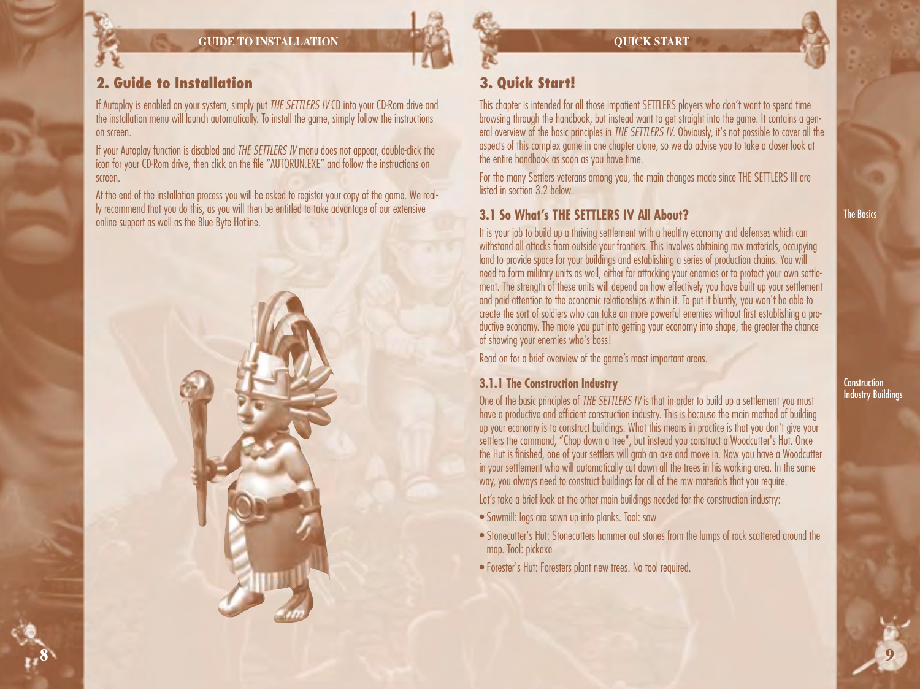## 2. Guide to Installation

If Autoplay is enabled on your system, simply put *THE SETTLERS IV* CD into your CD-Rom drive and the installation menu will launch automatically. To install the game, simply follow the instructions on screen.

If your Autoplay function is disabled and *THE SETTLERS IV* menu does not appear, double-click the icon for your CD-Rom drive, then click on the file "AUTORUN.EXE" and follow the instructions on screen.

At the end of the installation process you will be asked to register your copy of the game. We really recommend that you do this, as you will then be entitled to take advantage of our extensive online support as well as the Blue Byte Hotline.

## 3. Quick Start!

This chapter is intended for all those impatient SETTLERS players who don't want to spend time browsing through the handbook, but instead want to get straight into the game. It contains a general overview of the basic principles in *THE SETTLERS IV*. Obviously, it's not possible to cover all the aspects of this complex game in one chapter alone, so we do advise you to take a closer look at the entire handbook as soon as you have time.

For the many Settlers veterans among you, the main changes made since THE SETTLERS III are listed in section 3.2 below.

### 3.1 So What's THE SETTLERS IV All About?

The Basics

It is your job to build up a thriving settlement with a healthy economy and defenses which can withstand all attacks from outside your frontiers. This involves obtaining raw materials, occupying land to provide space for your buildings and establishing a series of production chains. You will need to form military units as well, either for attacking your enemies or to protect your own settlement. The strength of these units will depend on how effectively you have built up your settlement and paid attention to the economic relationships within it. To put it bluntly, you won't be able to create the sort of soldiers who can take on more powerful enemies without first establishing a productive economy. The more you put into getting your economy into shape, the greater the chance of showing your enemies who's boss!

Read on for a brief overview of the game's most important areas.

#### 3.1.1 The Construction Industry

Construction Industry Buildings

One of the basic principles of *THE SETTLERS IV* is that in order to build up a settlement you must have a productive and efficient construction industry. This is because the main method of building up your economy is to construct buildings. What this means in practice is that you don't give your settlers the command, "Chop down a tree", but instead you construct a Woodcutter's Hut. Once the Hut is finished, one of your settlers will grab an axe and move in. Now you have a Woodcutter in your settlement who will automatically cut down all the trees in his working area. In the same way, you always need to construct buildings for all of the raw materials that you require.

Let's take a brief look at the other main buildings needed for the construction industry:

- Sawmill: logs are sawn up into planks. Tool: saw
- Stonecutter's Hut: Stonecutters hammer out stones from the lumps of rock scattered around the map. Tool: pickaxe
- Forester's Hut: Foresters plant new trees. No tool required.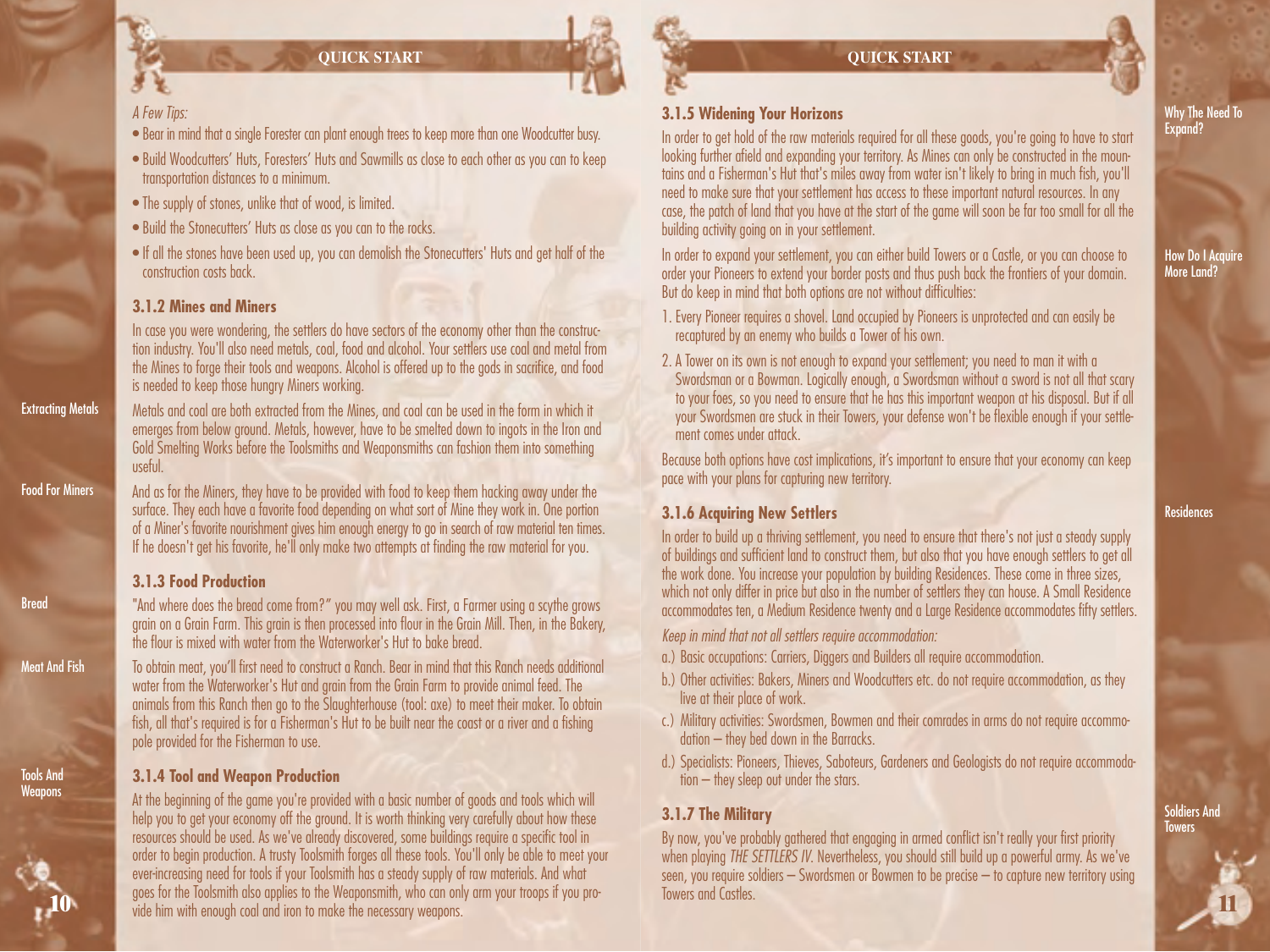*A Few Tips:*

- Bear in mind that a single Forester can plant enough trees to keep more than one Woodcutter busy.
- Build Woodcutters' Huts, Foresters' Huts and Sawmills as close to each other as you can to keep transportation distances to a minimum.
- The supply of stones, unlike that of wood, is limited.
- Build the Stonecutters' Huts as close as you can to the rocks.
- If all the stones have been used up, you can demolish the Stonecutters' Huts and get half of the construction costs back.

### 3.1.2 Mines and Miners

In case you were wondering, the settlers do have sectors of the economy other than the construction industry. You'll also need metals, coal, food and alcohol. Your settlers use coal and metal from the Mines to forge their tools and weapons. Alcohol is offered up to the gods in sacrifice, and food is needed to keep those hungry Miners working.

Extracting Metals

Metals and coal are both extracted from the Mines, and coal can be used in the form in which it emerges from below ground. Metals, however, have to be smelted down to ingots in the Iron and Gold Smelting Works before the Toolsmiths and Weaponsmiths can fashion them into something useful.

Food For Miners

And as for the Miners, they have to be provided with food to keep them hacking away under the surface. They each have a favorite food depending on what sort of Mine they work in. One portion of a Miner's favorite nourishment gives him enough energy to go in search of raw material ten times. If he doesn't get his favorite, he'll only make two attempts at finding the raw material for you.

### 3.1.3 Food Production

Bread

"And where does the bread come from?" you may well ask. First, a Farmer using a scythe grows grain on a Grain Farm. This grain is then processed into flour in the Grain Mill. Then, in the Bakery, the flour is mixed with water from the Waterworker's Hut to bake bread.

Meat And Fish

To obtain meat, you'll first need to construct a Ranch. Bear in mind that this Ranch needs additional water from the Waterworker's Hut and grain from the Grain Farm to provide animal feed. The animals from this Ranch then go to the Slaughterhouse (tool: axe) to meet their maker. To obtain fish, all that's required is for a Fisherman's Hut to be built near the coast or a river and a fishing pole provided for the Fisherman to use.

### 3.1.4 Tool and Weapon Production

Tools And Weapons

At the beginning of the game you're provided with a basic number of goods and tools which will help you to get your economy off the ground. It is worth thinking very carefully about how these resources should be used. As we've already discovered, some buildings require a specific tool in order to begin production. A trusty Toolsmith forges all these tools. You'll only be able to meet your ever-increasing need for tools if your Toolsmith has a steady supply of raw materials. And what goes for the Toolsmith also applies to the Weaponsmith, who can only arm your troops if you provide him with enough coal and iron to make the necessary weapons.

### 3.1.5 Widening Your Horizons

Why The Need To Expand?

In order to get hold of the raw materials required for all these goods, you're going to have to start looking further afield and expanding your territory. As Mines can only be constructed in the mountains and a Fisherman's Hut that's miles away from water isn't likely to bring in much fish, you'll need to make sure that your settlement has access to these important natural resources. In any case, the patch of land that you have at the start of the game will soon be far too small for all the building activity going on in your settlement.

How Do I Acquire More Land?

In order to expand your settlement, you can either build Towers or a Castle, or you can choose to order your Pioneers to extend your border posts and thus push back the frontiers of your domain. But do keep in mind that both options are not without difficulties:

1. Every Pioneer requires a shovel. Land occupied by Pioneers is unprotected and can easily be recaptured by an enemy who builds a Tower of his own.
2. A Tower on its own is not enough to expand your settlement; you need to man it with a Swordsman or a Bowman. Logically enough, a Swordsman without a sword is not all that scary to your foes, so you need to ensure that he has this important weapon at his disposal. But if all your Swordsmen are stuck in their Towers, your defense won't be flexible enough if your settlement comes under attack.

Because both options have cost implications, it's important to ensure that your economy can keep pace with your plans for capturing new territory.

### 3.1.6 Acquiring New Settlers

Residences

In order to build up a thriving settlement, you need to ensure that there's not just a steady supply of buildings and sufficient land to construct them, but also that you have enough settlers to get all the work done. You increase your population by building Residences. These come in three sizes, which not only differ in price but also in the number of settlers they can house. A Small Residence accommodates ten, a Medium Residence twenty and a Large Residence accommodates fifty settlers.

*Keep in mind that not all settlers require accommodation:*

a.) Basic occupations: Carriers, Diggers and Builders all require accommodation.

b.) Other activities: Bakers, Miners and Woodcutters etc. do not require accommodation, as they live at their place of work.

c.) Military activities: Swordsmen, Bowmen and their comrades in arms do not require accommodation – they bed down in the Barracks.

d.) Specialists: Pioneers, Thieves, Saboteurs, Gardeners and Geologists do not require accommodation – they sleep out under the stars.

### 3.1.7 The Military

Soldiers And Towers

By now, you've probably gathered that engaging in armed conflict isn't really your first priority when playing *THE SETTLERS IV*. Nevertheless, you should still build up a powerful army. As we've seen, you require soldiers – Swordsmen or Bowmen to be precise – to capture new territory using Towers and Castles.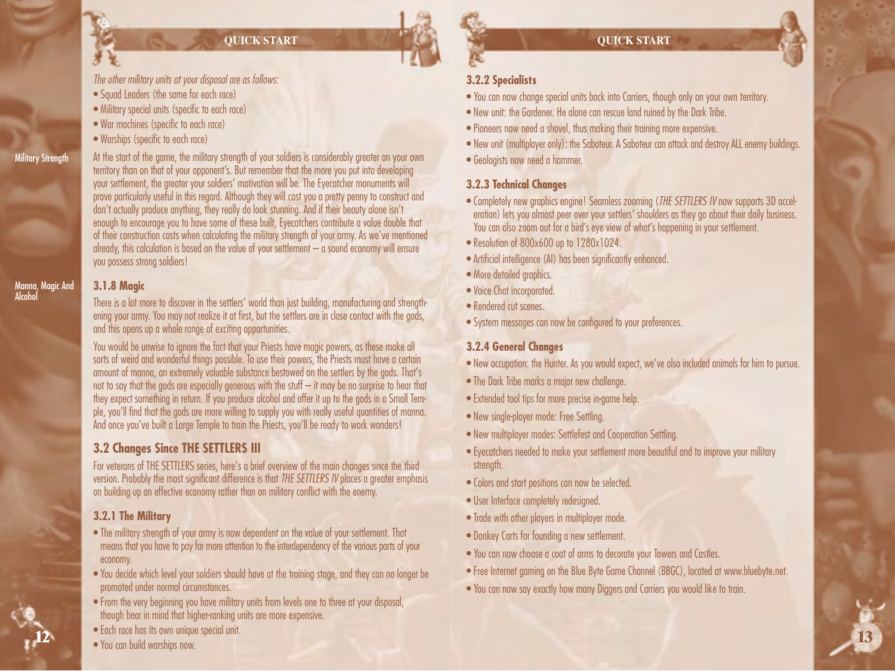*The other military units at your disposal are as follows:*

- Squad Leaders (the same for each race)
- Military special units (specific to each race)
- War machines (specific to each race)
- Warships (specific to each race)

Military Strength

At the start of the game, the military strength of your soldiers is considerably greater on your own territory than on that of your opponent's. But remember that the more you put into developing your settlement, the greater your soldiers' motivation will be. The Eyecatcher monuments will prove particularly useful in this regard. Although they will cost you a pretty penny to construct and don't actually produce anything, they really do look stunning. And if their beauty alone isn't enough to encourage you to have some of these built, Eyecatchers contribute a value double that of their construction costs when calculating the military strength of your army. As we've mentioned already, this calculation is based on the value of your settlement – a sound economy will ensure you possess strong soldiers!

Manna, Magic And Alcohol

### 3.1.8 Magic

There is a lot more to discover in the settlers' world than just building, manufacturing and strengthening your army. You may not realize it at first, but the settlers are in close contact with the gods, and this opens up a whole range of exciting opportunities.

You would be unwise to ignore the fact that your Priests have magic powers, as these make all sorts of weird and wonderful things possible. To use their powers, the Priests must have a certain amount of manna, an extremely valuable substance bestowed on the settlers by the gods. That's not to say that the gods are especially generous with the stuff – it may be no surprise to hear that they expect something in return. If you produce alcohol and offer it up to the gods in a Small Temple, you'll find that the gods are more willing to supply you with really useful quantities of manna. And once you've built a Large Temple to train the Priests, you'll be ready to work wonders!

## 3.2 Changes Since THE SETTLERS III

For veterans of THE SETTLERS series, here's a brief overview of the main changes since the third version. Probably the most significant difference is that *THE SETTLERS IV* places a greater emphasis on building up an effective economy rather than on military conflict with the enemy.

### 3.2.1 The Military

- The military strength of your army is now dependent on the value of your settlement. That means that you have to pay far more attention to the interdependency of the various parts of your economy.
- You decide which level your soldiers should have at the training stage, and they can no longer be promoted under normal circumstances.
- From the very beginning you have military units from levels one to three at your disposal, though bear in mind that higher-ranking units are more expensive.
- Each race has its own unique special unit.
- You can build warships now.

### 3.2.2 Specialists

- You can now change special units back into Carriers, though only on your own territory.
- New unit: the Gardener. He alone can rescue land ruined by the Dark Tribe.
- Pioneers now need a shovel, thus making their training more expensive.
- New unit (multiplayer only): the Saboteur. A Saboteur can attack and destroy ALL enemy buildings.
- Geologists now need a hammer.

### 3.2.3 Technical Changes

- Completely new graphics engine! Seamless zooming (*THE SETTLERS IV* now supports 3D acceleration) lets you almost peer over your settlers' shoulders as they go about their daily business. You can also zoom out for a bird's eye view of what's happening in your settlement.
- Resolution of 800x600 up to 1280x1024.
- Artificial intelligence (AI) has been significantly enhanced.
- More detailed graphics.
- Voice Chat incorporated.
- Rendered cut scenes.
- System messages can now be configured to your preferences.

### 3.2.4 General Changes

- New occupation: the Hunter. As you would expect, we've also included animals for him to pursue.
- The Dark Tribe marks a major new challenge.
- Extended tool tips for more precise in-game help.
- New single-player mode: Free Settling.
- New multiplayer modes: Settlefest and Cooperation Settling.
- Eyecatchers needed to make your settlement more beautiful and to improve your military strength.
- Colors and start positions can now be selected.
- User Interface completely redesigned.
- Trade with other players in multiplayer mode.
- Donkey Carts for founding a new settlement.
- You can now choose a coat of arms to decorate your Towers and Castles.
- Free Internet gaming on the Blue Byte Game Channel (BBGC), located at www.bluebyte.net.
- You can now say exactly how many Diggers and Carriers you would like to train.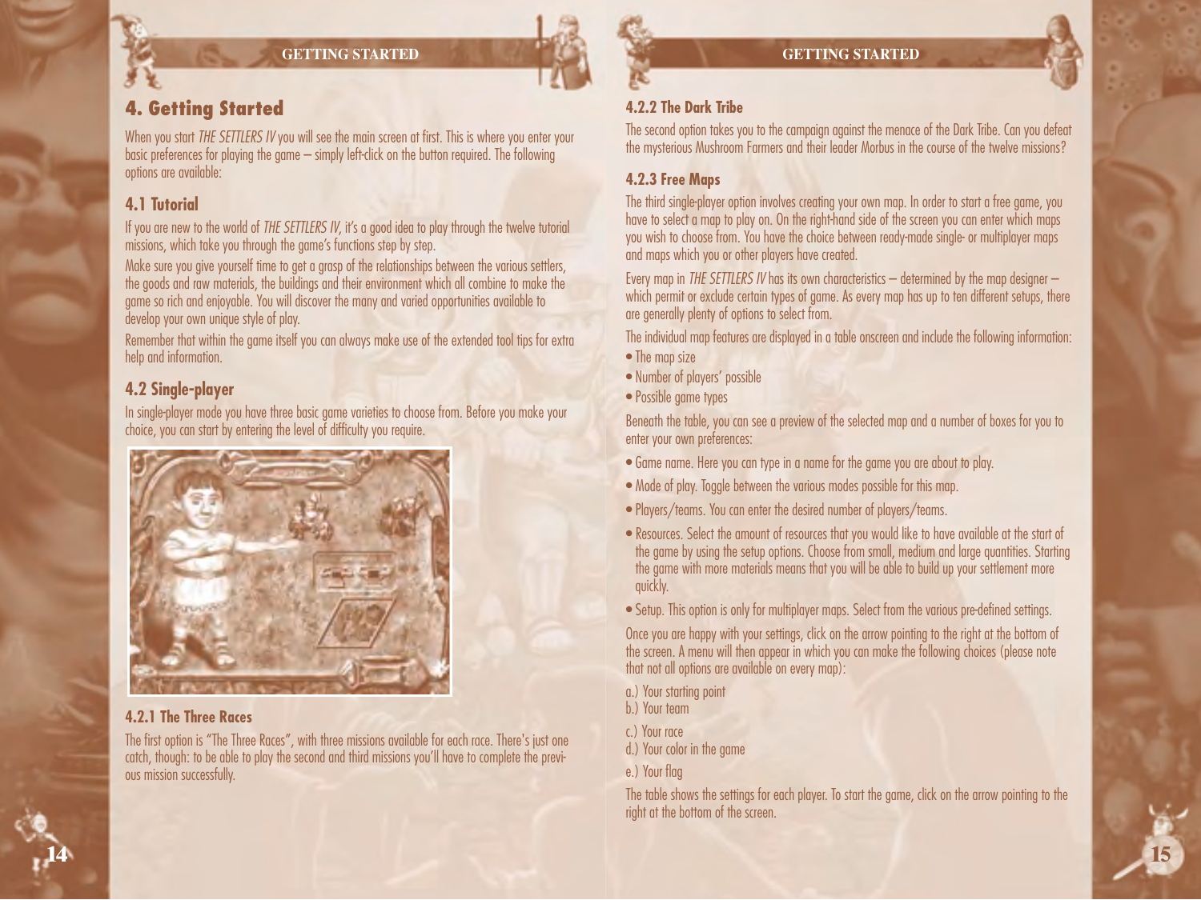# 4. Getting Started

When you start *THE SETTLERS IV* you will see the main screen at first. This is where you enter your basic preferences for playing the game – simply left-click on the button required. The following options are available:

## 4.1 Tutorial

If you are new to the world of *THE SETTLERS IV*, it's a good idea to play through the twelve tutorial missions, which take you through the game's functions step by step.

Make sure you give yourself time to get a grasp of the relationships between the various settlers, the goods and raw materials, the buildings and their environment which all combine to make the game so rich and enjoyable. You will discover the many and varied opportunities available to develop your own unique style of play.

Remember that within the game itself you can always make use of the extended tool tips for extra help and information.

## 4.2 Single-player

In single-player mode you have three basic game varieties to choose from. Before you make your choice, you can start by entering the level of difficulty you require.

### 4.2.1 The Three Races

The first option is "The Three Races", with three missions available for each race. There's just one catch, though: to be able to play the second and third missions you'll have to complete the previous mission successfully.

### 4.2.2 The Dark Tribe

The second option takes you to the campaign against the menace of the Dark Tribe. Can you defeat the mysterious Mushroom Farmers and their leader Morbus in the course of the twelve missions?

### 4.2.3 Free Maps

The third single-player option involves creating your own map. In order to start a free game, you have to select a map to play on. On the right-hand side of the screen you can enter which maps you wish to choose from. You have the choice between ready-made single- or multiplayer maps and maps which you or other players have created.

Every map in *THE SETTLERS IV* has its own characteristics – determined by the map designer – which permit or exclude certain types of game. As every map has up to ten different setups, there are generally plenty of options to select from.

The individual map features are displayed in a table onscreen and include the following information:

- The map size
- Number of players' possible
- Possible game types

Beneath the table, you can see a preview of the selected map and a number of boxes for you to enter your own preferences:

- Game name. Here you can type in a name for the game you are about to play.
- Mode of play. Toggle between the various modes possible for this map.
- Players/teams. You can enter the desired number of players/teams.
- Resources. Select the amount of resources that you would like to have available at the start of the game by using the setup options. Choose from small, medium and large quantities. Starting the game with more materials means that you will be able to build up your settlement more quickly.
- Setup. This option is only for multiplayer maps. Select from the various pre-defined settings.

Once you are happy with your settings, click on the arrow pointing to the right at the bottom of the screen. A menu will then appear in which you can make the following choices (please note that not all options are available on every map):

a.) Your starting point
b.) Your team
c.) Your race
d.) Your color in the game
e.) Your flag

The table shows the settings for each player. To start the game, click on the arrow pointing to the right at the bottom of the screen.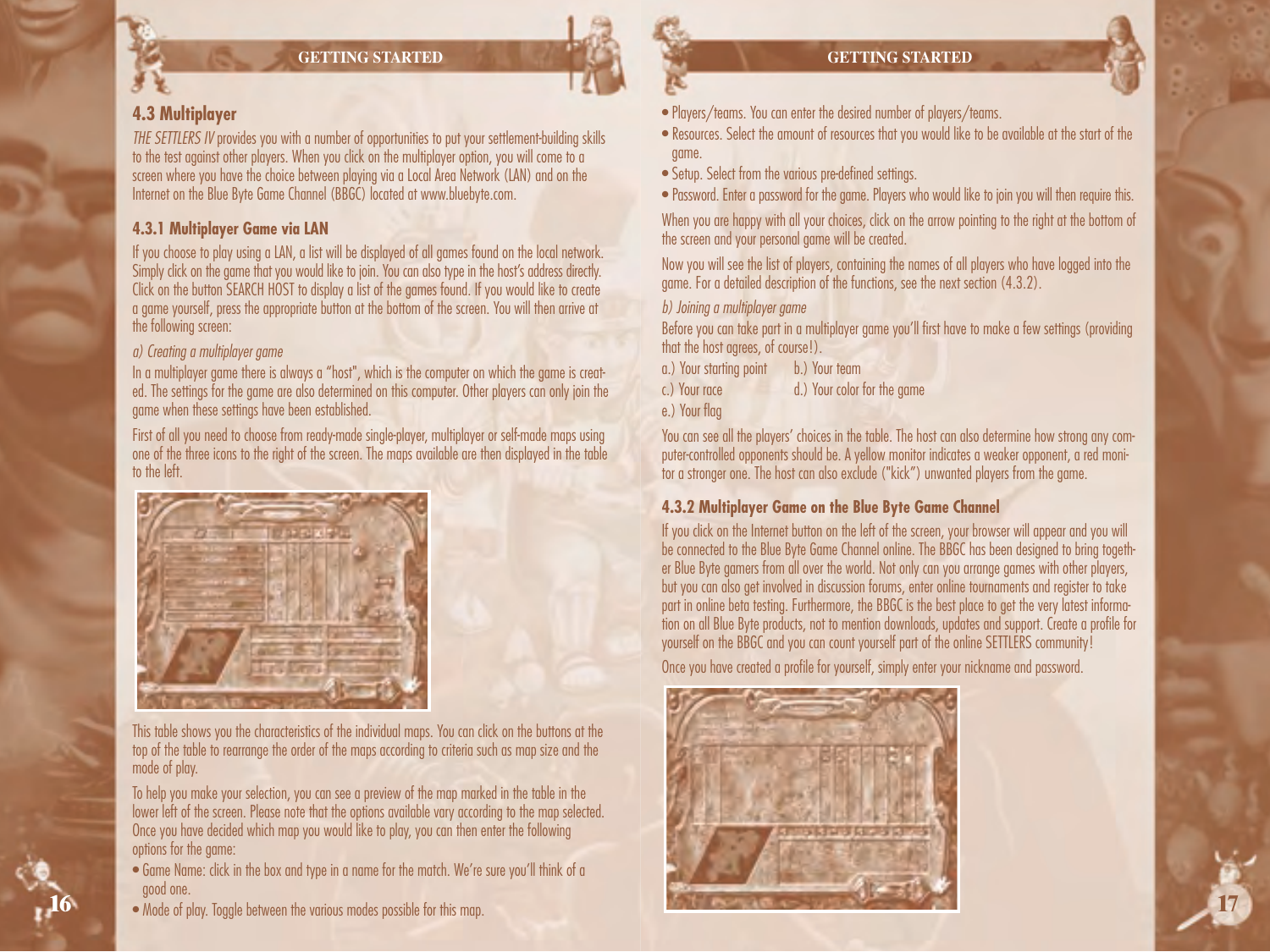## 4.3 Multiplayer

*THE SETTLERS IV* provides you with a number of opportunities to put your settlement-building skills to the test against other players. When you click on the multiplayer option, you will come to a screen where you have the choice between playing via a Local Area Network (LAN) and on the Internet on the Blue Byte Game Channel (BBGC) located at www.bluebyte.com.

### 4.3.1 Multiplayer Game via LAN

If you choose to play using a LAN, a list will be displayed of all games found on the local network. Simply click on the game that you would like to join. You can also type in the host's address directly. Click on the button SEARCH HOST to display a list of the games found. If you would like to create a game yourself, press the appropriate button at the bottom of the screen. You will then arrive at the following screen:

*a) Creating a multiplayer game*

In a multiplayer game there is always a "host", which is the computer on which the game is created. The settings for the game are also determined on this computer. Other players can only join the game when these settings have been established.

First of all you need to choose from ready-made single-player, multiplayer or self-made maps using one of the three icons to the right of the screen. The maps available are then displayed in the table to the left.

This table shows you the characteristics of the individual maps. You can click on the buttons at the top of the table to rearrange the order of the maps according to criteria such as map size and the mode of play.

To help you make your selection, you can see a preview of the map marked in the table in the lower left of the screen. Please note that the options available vary according to the map selected. Once you have decided which map you would like to play, you can then enter the following options for the game:

- Game Name: click in the box and type in a name for the match. We're sure you'll think of a good one.
- Mode of play. Toggle between the various modes possible for this map.
- Players/teams. You can enter the desired number of players/teams.
- Resources. Select the amount of resources that you would like to be available at the start of the game.
- Setup. Select from the various pre-defined settings.
- Password. Enter a password for the game. Players who would like to join you will then require this.

When you are happy with all your choices, click on the arrow pointing to the right at the bottom of the screen and your personal game will be created.

Now you will see the list of players, containing the names of all players who have logged into the game. For a detailed description of the functions, see the next section (4.3.2).

*b) Joining a multiplayer game*

Before you can take part in a multiplayer game you'll first have to make a few settings (providing that the host agrees, of course!).

a.) Your starting point
b.) Your team
c.) Your race
d.) Your color for the game
e.) Your flag

You can see all the players' choices in the table. The host can also determine how strong any computer-controlled opponents should be. A yellow monitor indicates a weaker opponent, a red monitor a stronger one. The host can also exclude ("kick") unwanted players from the game.

### 4.3.2 Multiplayer Game on the Blue Byte Game Channel

If you click on the Internet button on the left of the screen, your browser will appear and you will be connected to the Blue Byte Game Channel online. The BBGC has been designed to bring together Blue Byte gamers from all over the world. Not only can you arrange games with other players, but you can also get involved in discussion forums, enter online tournaments and register to take part in online beta testing. Furthermore, the BBGC is the best place to get the very latest information on all Blue Byte products, not to mention downloads, updates and support. Create a profile for yourself on the BBGC and you can count yourself part of the online SETTLERS community!

Once you have created a profile for yourself, simply enter your nickname and password.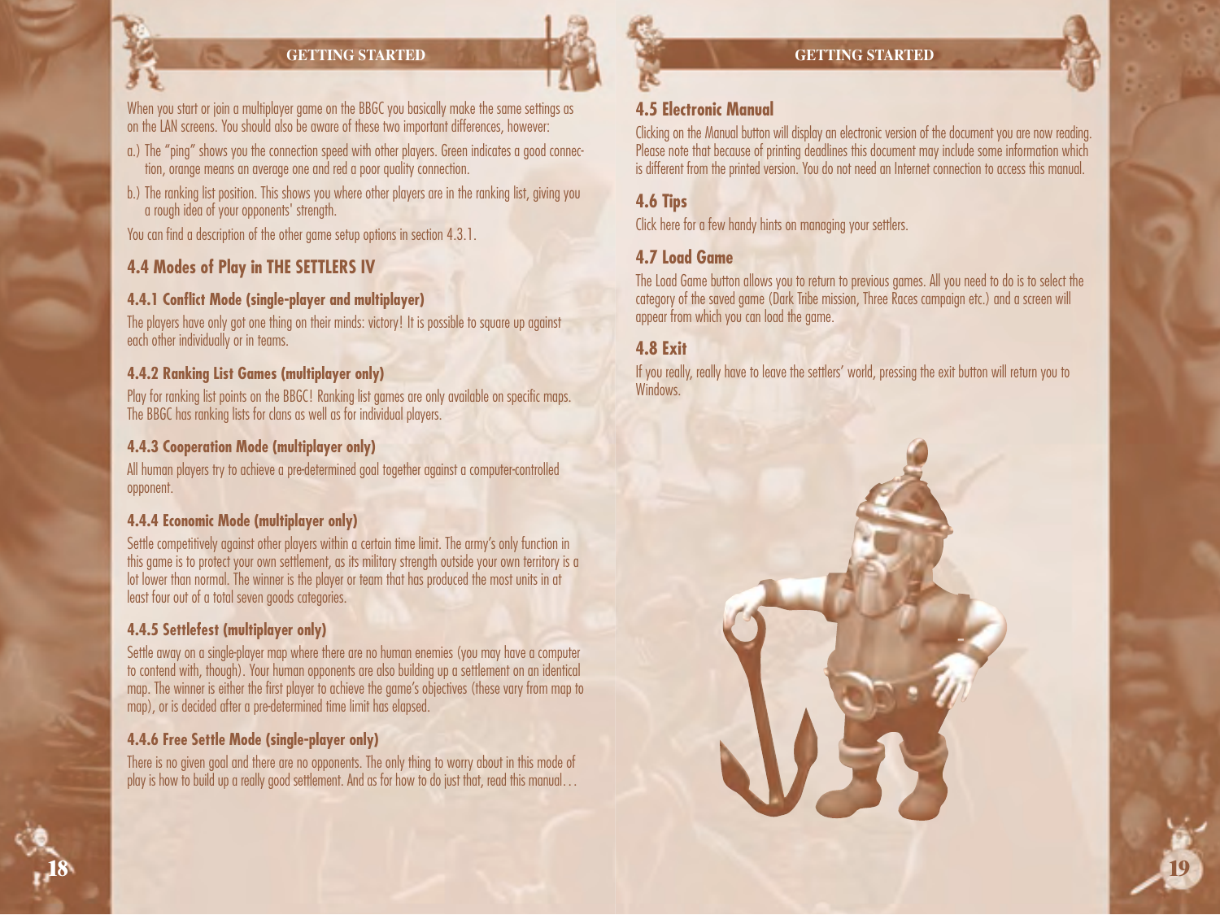When you start or join a multiplayer game on the BBGC you basically make the same settings as on the LAN screens. You should also be aware of these two important differences, however:

a.) The "ping" shows you the connection speed with other players. Green indicates a good connection, orange means an average one and red a poor quality connection.

b.) The ranking list position. This shows you where other players are in the ranking list, giving you a rough idea of your opponents' strength.

You can find a description of the other game setup options in section 4.3.1.

## 4.4 Modes of Play in THE SETTLERS IV

### 4.4.1 Conflict Mode (single-player and multiplayer)

The players have only got one thing on their minds: victory! It is possible to square up against each other individually or in teams.

### 4.4.2 Ranking List Games (multiplayer only)

Play for ranking list points on the BBGC! Ranking list games are only available on specific maps. The BBGC has ranking lists for clans as well as for individual players.

### 4.4.3 Cooperation Mode (multiplayer only)

All human players try to achieve a pre-determined goal together against a computer-controlled opponent.

### 4.4.4 Economic Mode (multiplayer only)

Settle competitively against other players within a certain time limit. The army's only function in this game is to protect your own settlement, as its military strength outside your own territory is a lot lower than normal. The winner is the player or team that has produced the most units in at least four out of a total seven goods categories.

### 4.4.5 Settlefest (multiplayer only)

Settle away on a single-player map where there are no human enemies (you may have a computer to contend with, though). Your human opponents are also building up a settlement on an identical map. The winner is either the first player to achieve the game's objectives (these vary from map to map), or is decided after a pre-determined time limit has elapsed.

### 4.4.6 Free Settle Mode (single-player only)

There is no given goal and there are no opponents. The only thing to worry about in this mode of play is how to build up a really good settlement. And as for how to do just that, read this manual…

## 4.5 Electronic Manual

Clicking on the Manual button will display an electronic version of the document you are now reading. Please note that because of printing deadlines this document may include some information which is different from the printed version. You do not need an Internet connection to access this manual.

## 4.6 Tips

Click here for a few handy hints on managing your settlers.

## 4.7 Load Game

The Load Game button allows you to return to previous games. All you need to do is to select the category of the saved game (Dark Tribe mission, Three Races campaign etc.) and a screen will appear from which you can load the game.

## 4.8 Exit

If you really, really have to leave the settlers' world, pressing the exit button will return you to Windows.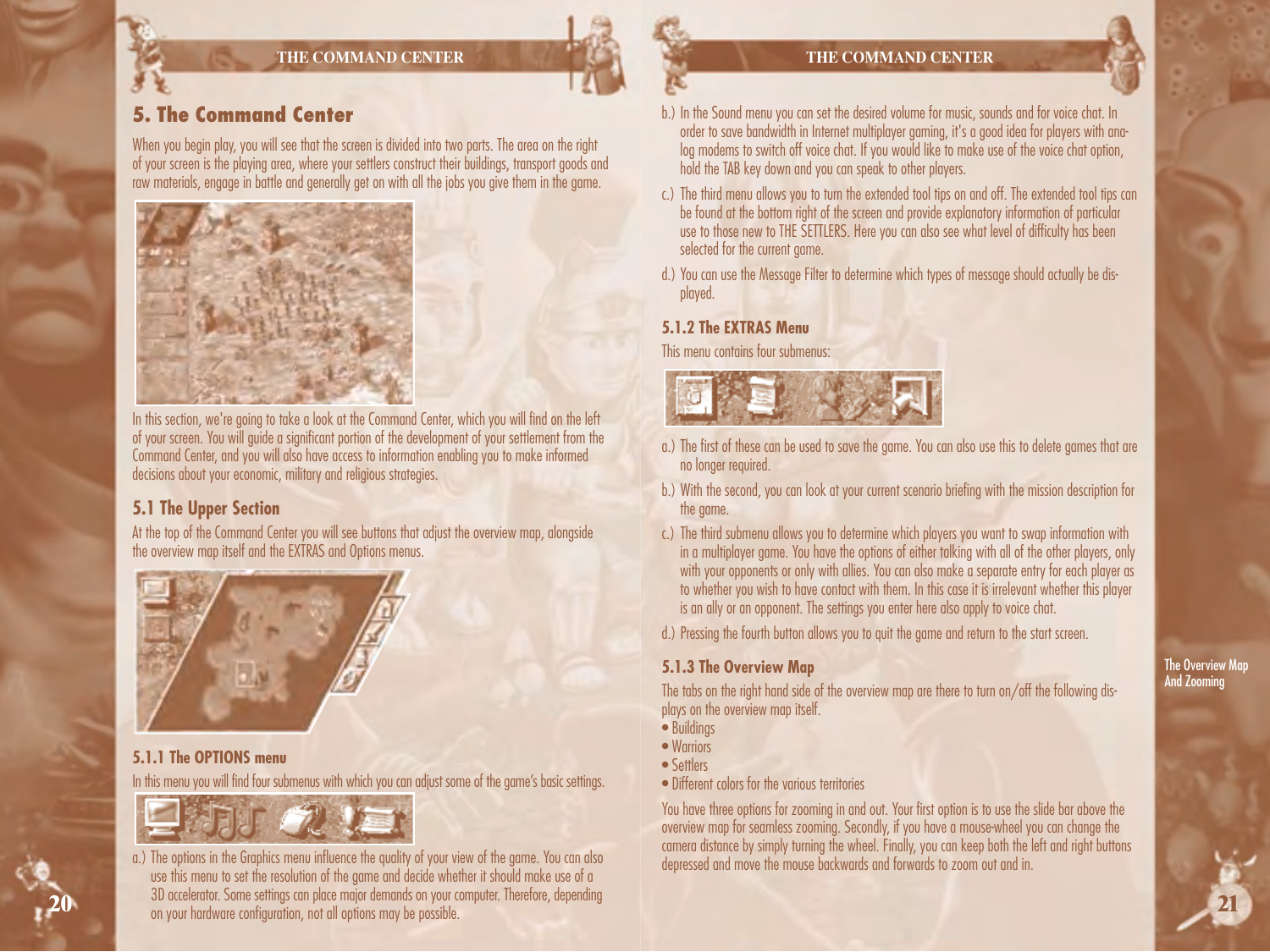# 5. The Command Center

When you begin play, you will see that the screen is divided into two parts. The area on the right of your screen is the playing area, where your settlers construct their buildings, transport goods and raw materials, engage in battle and generally get on with all the jobs you give them in the game.

In this section, we're going to take a look at the Command Center, which you will find on the left of your screen. You will guide a significant portion of the development of your settlement from the Command Center, and you will also have access to information enabling you to make informed decisions about your economic, military and religious strategies.

## 5.1 The Upper Section

At the top of the Command Center you will see buttons that adjust the overview map, alongside the overview map itself and the EXTRAS and Options menus.

### 5.1.1 The OPTIONS menu

In this menu you will find four submenus with which you can adjust some of the game's basic settings.

a.) The options in the Graphics menu influence the quality of your view of the game. You can also use this menu to set the resolution of the game and decide whether it should make use of a 3D accelerator. Some settings can place major demands on your computer. Therefore, depending on your hardware configuration, not all options may be possible.

b.) In the Sound menu you can set the desired volume for music, sounds and for voice chat. In order to save bandwidth in Internet multiplayer gaming, it's a good idea for players with analog modems to switch off voice chat. If you would like to make use of the voice chat option, hold the TAB key down and you can speak to other players.

c.) The third menu allows you to turn the extended tool tips on and off. The extended tool tips can be found at the bottom right of the screen and provide explanatory information of particular use to those new to THE SETTLERS. Here you can also see what level of difficulty has been selected for the current game.

d.) You can use the Message Filter to determine which types of message should actually be displayed.

### 5.1.2 The EXTRAS Menu

This menu contains four submenus:

a.) The first of these can be used to save the game. You can also use this to delete games that are no longer required.

b.) With the second, you can look at your current scenario briefing with the mission description for the game.

c.) The third submenu allows you to determine which players you want to swap information with in a multiplayer game. You have the options of either talking with all of the other players, only with your opponents or only with allies. You can also make a separate entry for each player as to whether you wish to have contact with them. In this case it is irrelevant whether this player is an ally or an opponent. The settings you enter here also apply to voice chat.

d.) Pressing the fourth button allows you to quit the game and return to the start screen.

### 5.1.3 The Overview Map

The Overview Map And Zooming

The tabs on the right hand side of the overview map are there to turn on/off the following displays on the overview map itself.

- Buildings
- Warriors
- Settlers
- Different colors for the various territories

You have three options for zooming in and out. Your first option is to use the slide bar above the overview map for seamless zooming. Secondly, if you have a mouse-wheel you can change the camera distance by simply turning the wheel. Finally, you can keep both the left and right buttons depressed and move the mouse backwards and forwards to zoom out and in.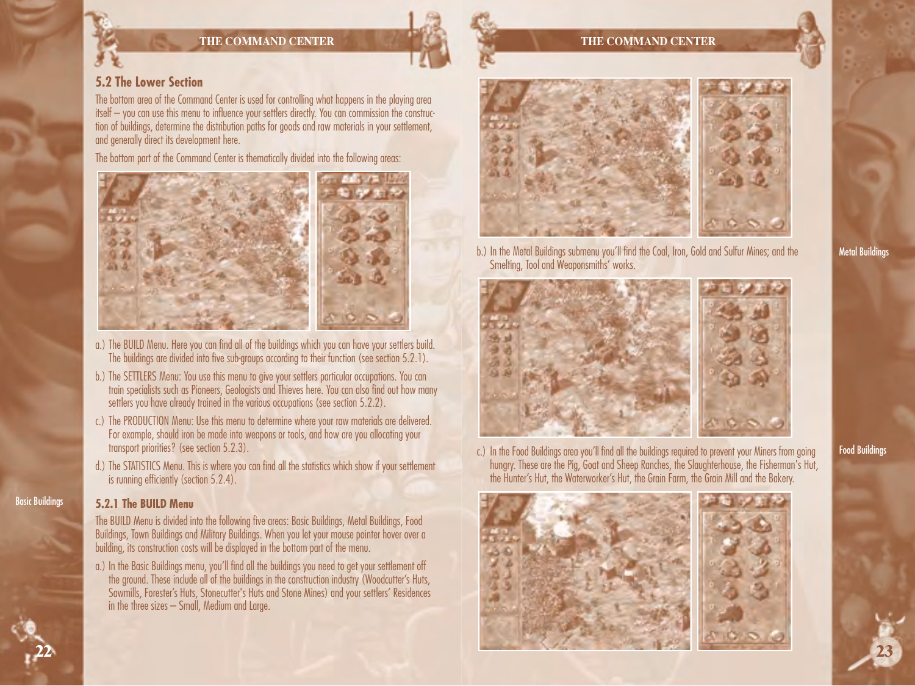## 5.2 The Lower Section

The bottom area of the Command Center is used for controlling what happens in the playing area itself – you can use this menu to influence your settlers directly. You can commission the construction of buildings, determine the distribution paths for goods and raw materials in your settlement, and generally direct its development here.

The bottom part of the Command Center is thematically divided into the following areas:

a.) The BUILD Menu. Here you can find all of the buildings which you can have your settlers build. The buildings are divided into five sub-groups according to their function (see section 5.2.1).

b.) The SETTLERS Menu: You use this menu to give your settlers particular occupations. You can train specialists such as Pioneers, Geologists and Thieves here. You can also find out how many settlers you have already trained in the various occupations (see section 5.2.2).

c.) The PRODUCTION Menu: Use this menu to determine where your raw materials are delivered. For example, should iron be made into weapons or tools, and how are you allocating your transport priorities? (see section 5.2.3).

d.) The STATISTICS Menu. This is where you can find all the statistics which show if your settlement is running efficiently (section 5.2.4).

### 5.2.1 The BUILD Menu

Basic Buildings

The BUILD Menu is divided into the following five areas: Basic Buildings, Metal Buildings, Food Buildings, Town Buildings and Military Buildings. When you let your mouse pointer hover over a building, its construction costs will be displayed in the bottom part of the menu.

a.) In the Basic Buildings menu, you'll find all the buildings you need to get your settlement off the ground. These include all of the buildings in the construction industry (Woodcutter's Huts, Sawmills, Forester's Huts, Stonecutter's Huts and Stone Mines) and your settlers' Residences in the three sizes – Small, Medium and Large.

Metal Buildings

b.) In the Metal Buildings submenu you'll find the Coal, Iron, Gold and Sulfur Mines; and the Smelting, Tool and Weaponsmiths' works.

Food Buildings

c.) In the Food Buildings area you'll find all the buildings required to prevent your Miners from going hungry. These are the Pig, Goat and Sheep Ranches, the Slaughterhouse, the Fisherman's Hut, the Hunter's Hut, the Waterworker's Hut, the Grain Farm, the Grain Mill and the Bakery.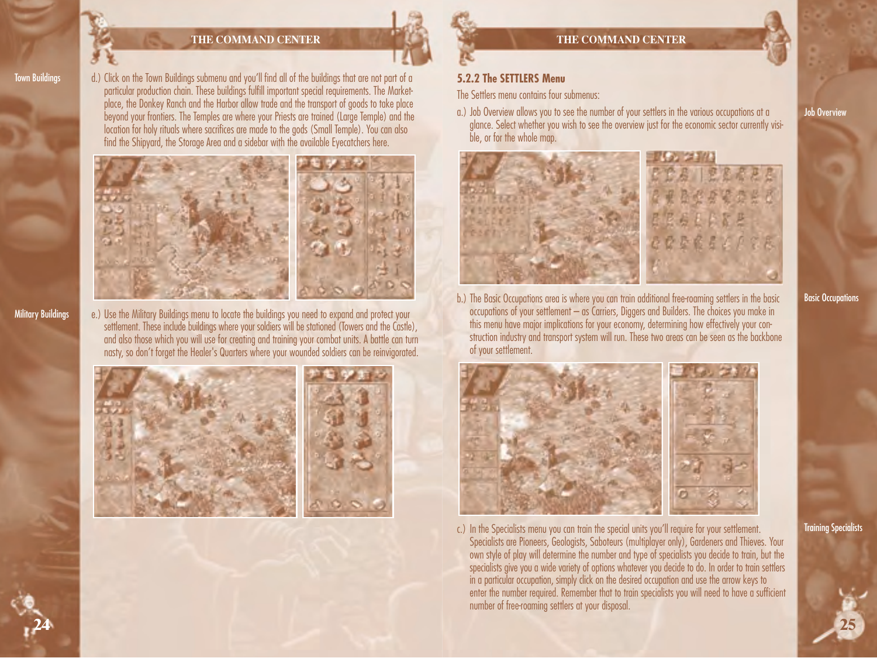Town Buildings

d.) Click on the Town Buildings submenu and you'll find all of the buildings that are not part of a particular production chain. These buildings fulfill important special requirements. The Marketplace, the Donkey Ranch and the Harbor allow trade and the transport of goods to take place beyond your frontiers. The Temples are where your Priests are trained (Large Temple) and the location for holy rituals where sacrifices are made to the gods (Small Temple). You can also find the Shipyard, the Storage Area and a sidebar with the available Eyecatchers here.

Military Buildings

e.) Use the Military Buildings menu to locate the buildings you need to expand and protect your settlement. These include buildings where your soldiers will be stationed (Towers and the Castle), and also those which you will use for creating and training your combat units. A battle can turn nasty, so don't forget the Healer's Quarters where your wounded soldiers can be reinvigorated.

### 5.2.2 The SETTLERS Menu

The Settlers menu contains four submenus:

Job Overview

a.) Job Overview allows you to see the number of your settlers in the various occupations at a glance. Select whether you wish to see the overview just for the economic sector currently visible, or for the whole map.

Basic Occupations

b.) The Basic Occupations area is where you can train additional free-roaming settlers in the basic occupations of your settlement – as Carriers, Diggers and Builders. The choices you make in this menu have major implications for your economy, determining how effectively your construction industry and transport system will run. These two areas can be seen as the backbone of your settlement.

Training Specialists

c.) In the Specialists menu you can train the special units you'll require for your settlement. Specialists are Pioneers, Geologists, Saboteurs (multiplayer only), Gardeners and Thieves. Your own style of play will determine the number and type of specialists you decide to train, but the specialists give you a wide variety of options whatever you decide to do. In order to train settlers in a particular occupation, simply click on the desired occupation and use the arrow keys to enter the number required. Remember that to train specialists you will need to have a sufficient number of free-roaming settlers at your disposal.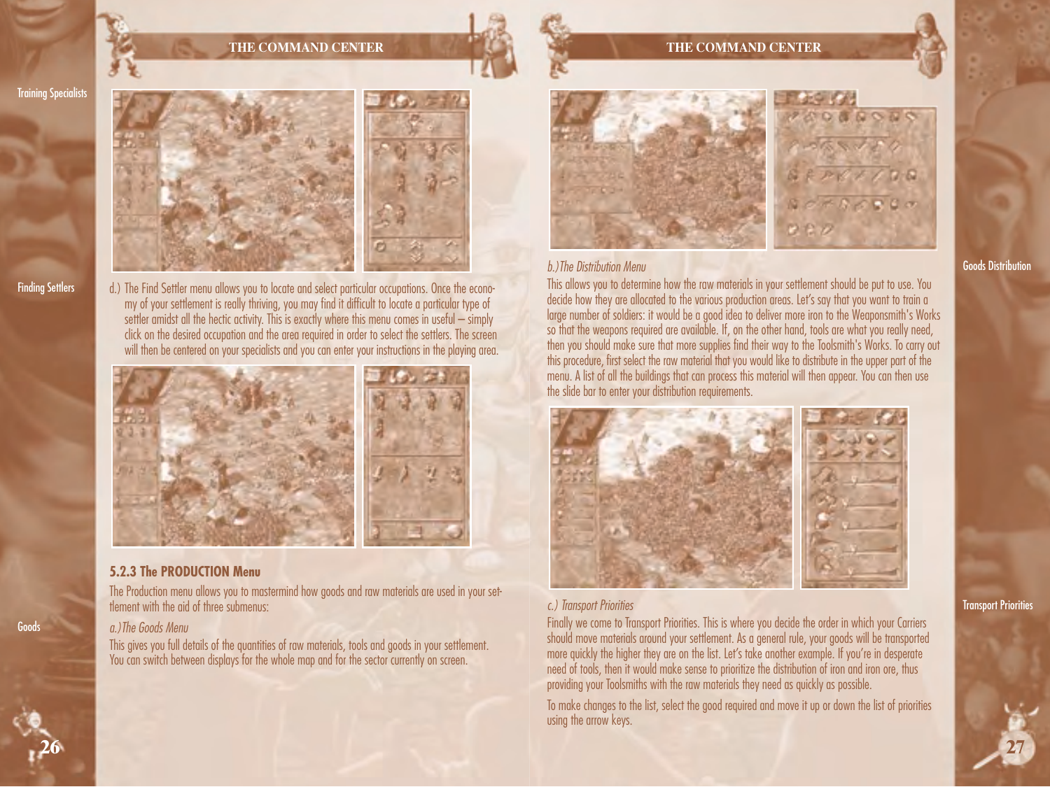Training Specialists

Finding Settlers

d.) The Find Settler menu allows you to locate and select particular occupations. Once the economy of your settlement is really thriving, you may find it difficult to locate a particular type of settler amidst all the hectic activity. This is exactly where this menu comes in useful – simply click on the desired occupation and the area required in order to select the settlers. The screen will then be centered on your specialists and you can enter your instructions in the playing area.

Goods

### 5.2.3 The PRODUCTION Menu

The Production menu allows you to mastermind how goods and raw materials are used in your settlement with the aid of three submenus:

*a.)The Goods Menu*

This gives you full details of the quantities of raw materials, tools and goods in your settlement. You can switch between displays for the whole map and for the sector currently on screen.

Goods Distribution

*b.)The Distribution Menu*

This allows you to determine how the raw materials in your settlement should be put to use. You decide how they are allocated to the various production areas. Let's say that you want to train a large number of soldiers: it would be a good idea to deliver more iron to the Weaponsmith's Works so that the weapons required are available. If, on the other hand, tools are what you really need, then you should make sure that more supplies find their way to the Toolsmith's Works. To carry out this procedure, first select the raw material that you would like to distribute in the upper part of the menu. A list of all the buildings that can process this material will then appear. You can then use the slide bar to enter your distribution requirements.

Transport Priorities

*c.) Transport Priorities*

Finally we come to Transport Priorities. This is where you decide the order in which your Carriers should move materials around your settlement. As a general rule, your goods will be transported more quickly the higher they are on the list. Let's take another example. If you're in desperate need of tools, then it would make sense to prioritize the distribution of iron and iron ore, thus providing your Toolsmiths with the raw materials they need as quickly as possible.

To make changes to the list, select the good required and move it up or down the list of priorities using the arrow keys.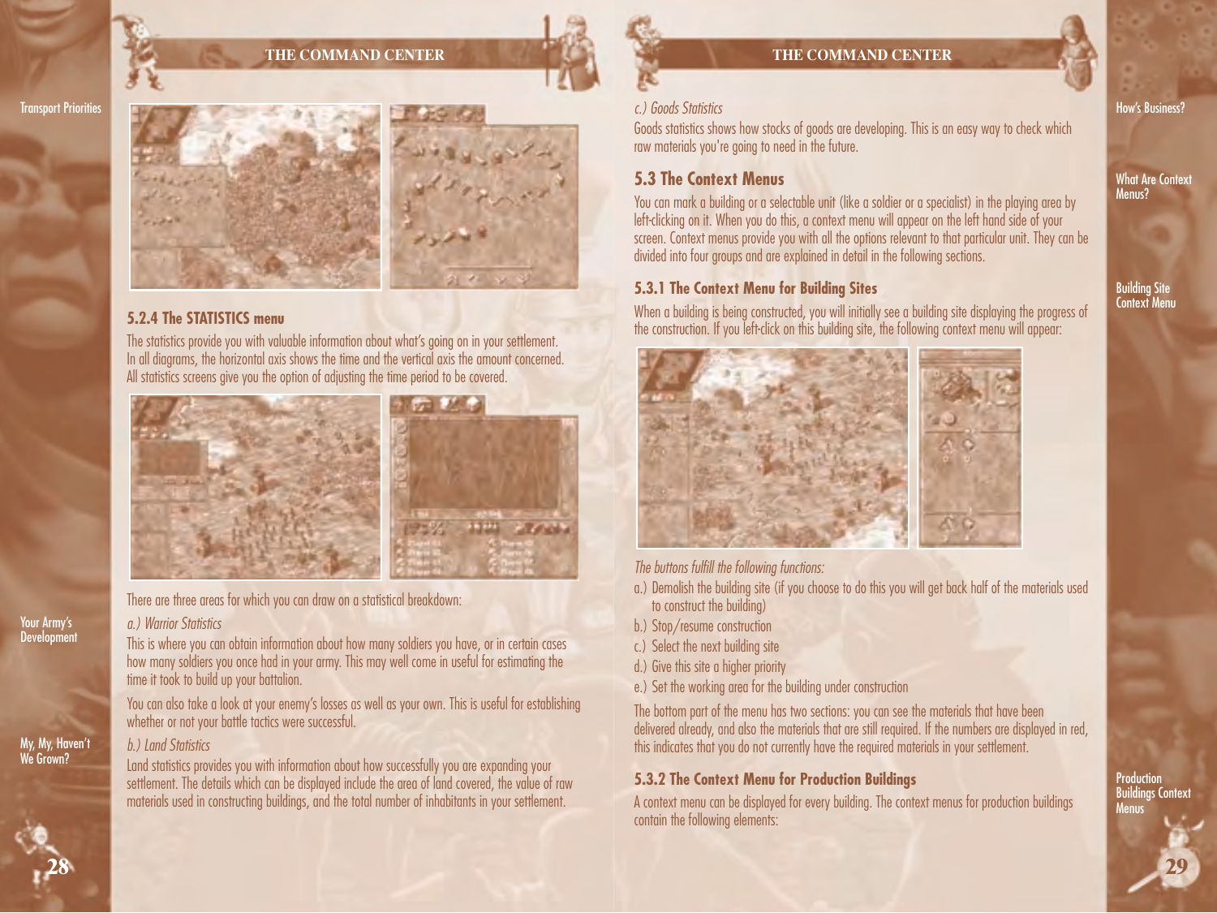Transport Priorities

### 5.2.4 The STATISTICS menu

The statistics provide you with valuable information about what's going on in your settlement. In all diagrams, the horizontal axis shows the time and the vertical axis the amount concerned. All statistics screens give you the option of adjusting the time period to be covered.

There are three areas for which you can draw on a statistical breakdown:

Your Army's Development

*a.) Warrior Statistics*

This is where you can obtain information about how many soldiers you have, or in certain cases how many soldiers you once had in your army. This may well come in useful for estimating the time it took to build up your battalion.

You can also take a look at your enemy's losses as well as your own. This is useful for establishing whether or not your battle tactics were successful.

My, My, Haven't We Grown?

*b.) Land Statistics*

Land statistics provides you with information about how successfully you are expanding your settlement. The details which can be displayed include the area of land covered, the value of raw materials used in constructing buildings, and the total number of inhabitants in your settlement.

How's Business?

*c.) Goods Statistics*

Goods statistics shows how stocks of goods are developing. This is an easy way to check which raw materials you're going to need in the future.

What Are Context Menus?

## 5.3 The Context Menus

You can mark a building or a selectable unit (like a soldier or a specialist) in the playing area by left-clicking on it. When you do this, a context menu will appear on the left hand side of your screen. Context menus provide you with all the options relevant to that particular unit. They can be divided into four groups and are explained in detail in the following sections.

Building Site Context Menu

### 5.3.1 The Context Menu for Building Sites

When a building is being constructed, you will initially see a building site displaying the progress of the construction. If you left-click on this building site, the following context menu will appear:

*The buttons fulfill the following functions:*

a.) Demolish the building site (if you choose to do this you will get back half of the materials used to construct the building)
b.) Stop/resume construction
c.) Select the next building site
d.) Give this site a higher priority
e.) Set the working area for the building under construction

The bottom part of the menu has two sections: you can see the materials that have been delivered already, and also the materials that are still required. If the numbers are displayed in red, this indicates that you do not currently have the required materials in your settlement.

Production Buildings Context Menus

### 5.3.2 The Context Menu for Production Buildings

A context menu can be displayed for every building. The context menus for production buildings contain the following elements: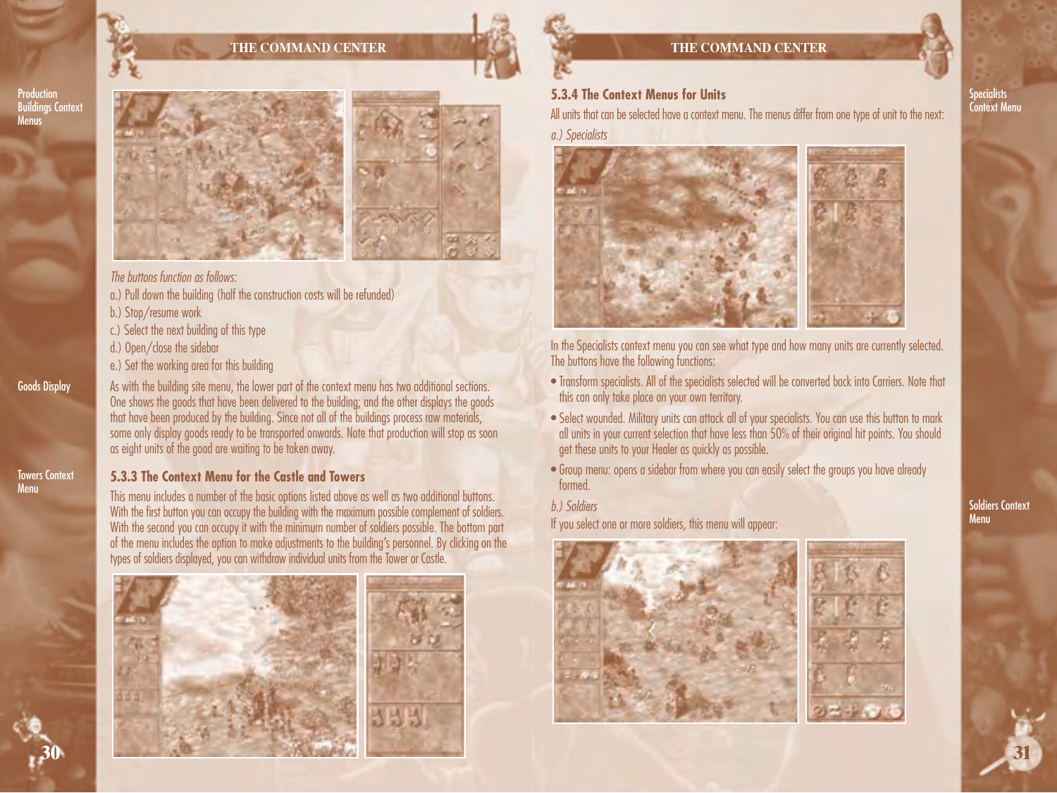Production Buildings Context Menus

*The buttons function as follows:*

a.) Pull down the building (half the construction costs will be refunded)

b.) Stop/resume work

c.) Select the next building of this type

d.) Open/close the sidebar

e.) Set the working area for this building

Goods Display

As with the building site menu, the lower part of the context menu has two additional sections. One shows the goods that have been delivered to the building; and the other displays the goods that have been produced by the building. Since not all of the buildings process raw materials, some only display goods ready to be transported onwards. Note that production will stop as soon as eight units of the good are waiting to be taken away.

Towers Context Menu

### 5.3.3 The Context Menu for the Castle and Towers

This menu includes a number of the basic options listed above as well as two additional buttons. With the first button you can occupy the building with the maximum possible complement of soldiers. With the second you can occupy it with the minimum number of soldiers possible. The bottom part of the menu includes the option to make adjustments to the building's personnel. By clicking on the types of soldiers displayed, you can withdraw individual units from the Tower or Castle.

### 5.3.4 The Context Menus for Units

All units that can be selected have a context menu. The menus differ from one type of unit to the next:

Specialists Context Menu

*a.) Specialists*

In the Specialists context menu you can see what type and how many units are currently selected. The buttons have the following functions:

- Transform specialists. All of the specialists selected will be converted back into Carriers. Note that this can only take place on your own territory.
- Select wounded. Military units can attack all of your specialists. You can use this button to mark all units in your current selection that have less than 50% of their original hit points. You should get these units to your Healer as quickly as possible.
- Group menu: opens a sidebar from where you can easily select the groups you have already formed.

Soldiers Context Menu

*b.) Soldiers*

If you select one or more soldiers, this menu will appear: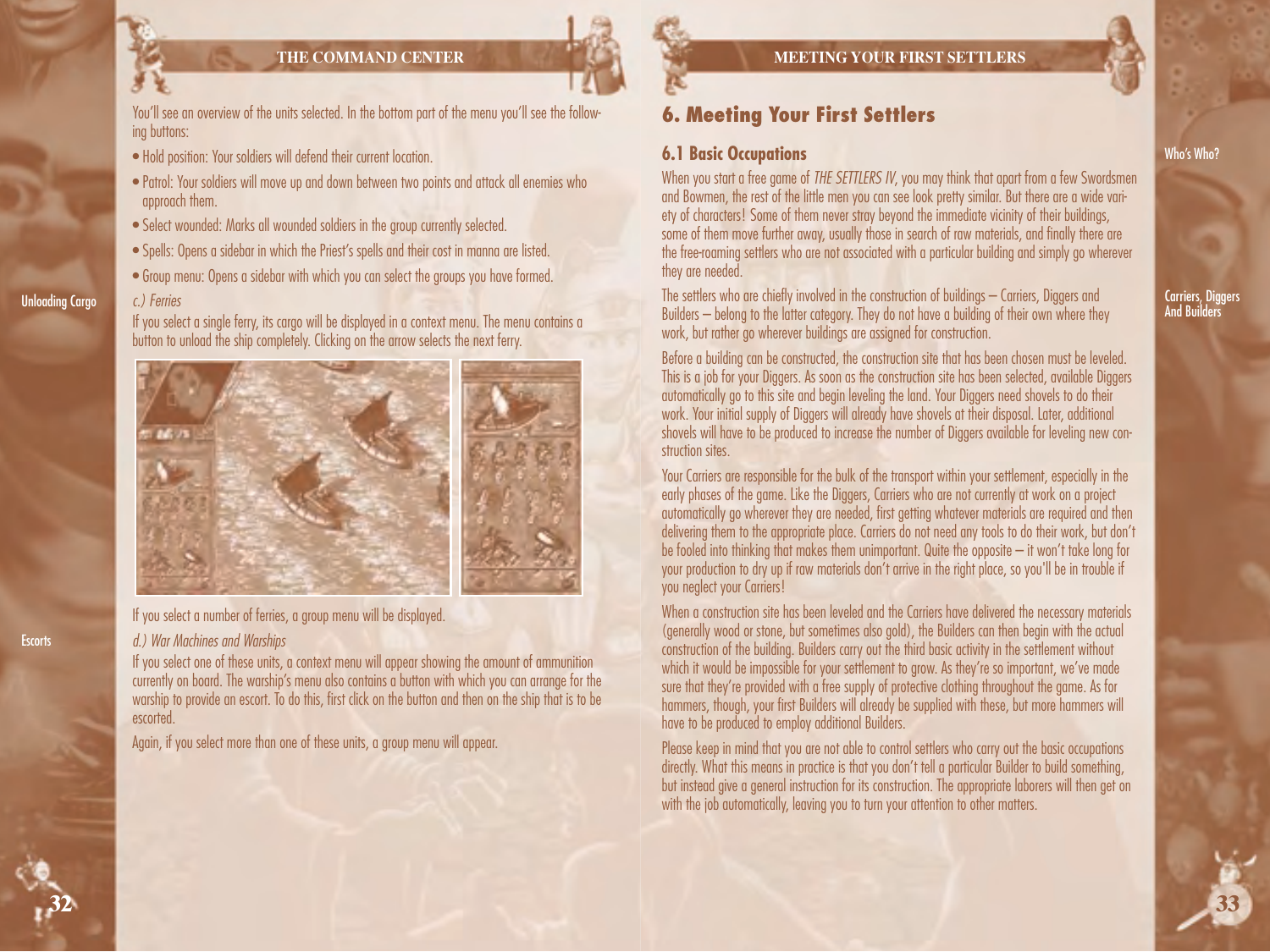You'll see an overview of the units selected. In the bottom part of the menu you'll see the following buttons:

- Hold position: Your soldiers will defend their current location.
- Patrol: Your soldiers will move up and down between two points and attack all enemies who approach them.
- Select wounded: Marks all wounded soldiers in the group currently selected.
- Spells: Opens a sidebar in which the Priest's spells and their cost in manna are listed.
- Group menu: Opens a sidebar with which you can select the groups you have formed.

Unloading Cargo

*c.) Ferries*

If you select a single ferry, its cargo will be displayed in a context menu. The menu contains a button to unload the ship completely. Clicking on the arrow selects the next ferry.

If you select a number of ferries, a group menu will be displayed.

Escorts

*d.) War Machines and Warships*

If you select one of these units, a context menu will appear showing the amount of ammunition currently on board. The warship's menu also contains a button with which you can arrange for the warship to provide an escort. To do this, first click on the button and then on the ship that is to be escorted.

Again, if you select more than one of these units, a group menu will appear.

# 6. Meeting Your First Settlers

## 6.1 Basic Occupations

Who's Who?

When you start a free game of *THE SETTLERS IV*, you may think that apart from a few Swordsmen and Bowmen, the rest of the little men you can see look pretty similar. But there are a wide variety of characters! Some of them never stray beyond the immediate vicinity of their buildings, some of them move further away, usually those in search of raw materials, and finally there are the free-roaming settlers who are not associated with a particular building and simply go wherever they are needed.

Carriers, Diggers And Builders

The settlers who are chiefly involved in the construction of buildings – Carriers, Diggers and Builders – belong to the latter category. They do not have a building of their own where they work, but rather go wherever buildings are assigned for construction.

Before a building can be constructed, the construction site that has been chosen must be leveled. This is a job for your Diggers. As soon as the construction site has been selected, available Diggers automatically go to this site and begin leveling the land. Your Diggers need shovels to do their work. Your initial supply of Diggers will already have shovels at their disposal. Later, additional shovels will have to be produced to increase the number of Diggers available for leveling new construction sites.

Your Carriers are responsible for the bulk of the transport within your settlement, especially in the early phases of the game. Like the Diggers, Carriers who are not currently at work on a project automatically go wherever they are needed, first getting whatever materials are required and then delivering them to the appropriate place. Carriers do not need any tools to do their work, but don't be fooled into thinking that makes them unimportant. Quite the opposite – it won't take long for your production to dry up if raw materials don't arrive in the right place, so you'll be in trouble if you neglect your Carriers!

When a construction site has been leveled and the Carriers have delivered the necessary materials (generally wood or stone, but sometimes also gold), the Builders can then begin with the actual construction of the building. Builders carry out the third basic activity in the settlement without which it would be impossible for your settlement to grow. As they're so important, we've made sure that they're provided with a free supply of protective clothing throughout the game. As for hammers, though, your first Builders will already be supplied with these, but more hammers will have to be produced to employ additional Builders.

Please keep in mind that you are not able to control settlers who carry out the basic occupations directly. What this means in practice is that you don't tell a particular Builder to build something, but instead give a general instruction for its construction. The appropriate laborers will then get on with the job automatically, leaving you to turn your attention to other matters.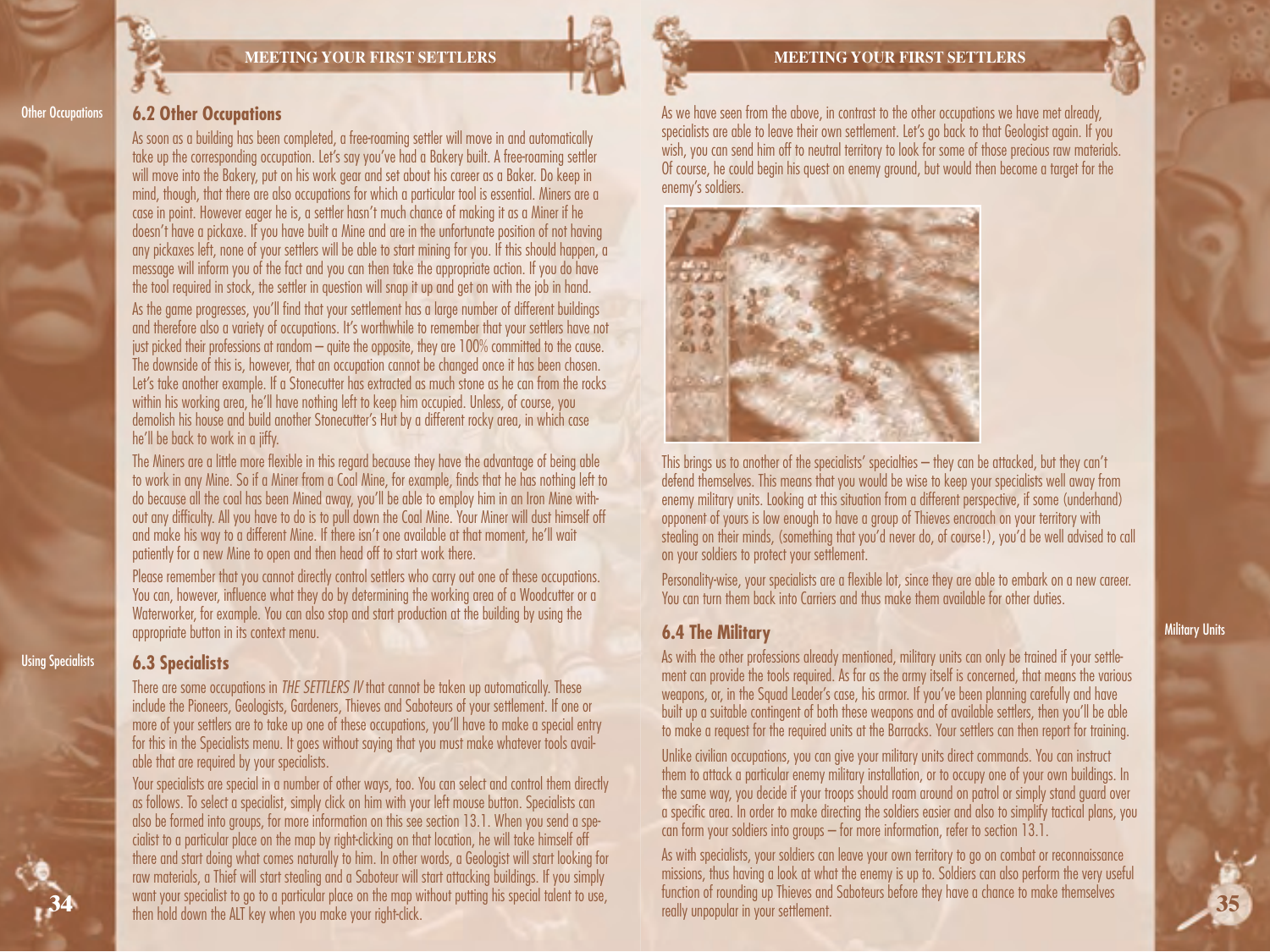## 6.2 Other Occupations

As soon as a building has been completed, a free-roaming settler will move in and automatically take up the corresponding occupation. Let's say you've had a Bakery built. A free-roaming settler will move into the Bakery, put on his work gear and set about his career as a Baker. Do keep in mind, though, that there are also occupations for which a particular tool is essential. Miners are a case in point. However eager he is, a settler hasn't much chance of making it as a Miner if he doesn't have a pickaxe. If you have built a Mine and are in the unfortunate position of not having any pickaxes left, none of your settlers will be able to start mining for you. If this should happen, a message will inform you of the fact and you can then take the appropriate action. If you do have the tool required in stock, the settler in question will snap it up and get on with the job in hand.

As the game progresses, you'll find that your settlement has a large number of different buildings and therefore also a variety of occupations. It's worthwhile to remember that your settlers have not just picked their professions at random – quite the opposite, they are 100% committed to the cause. The downside of this is, however, that an occupation cannot be changed once it has been chosen. Let's take another example. If a Stonecutter has extracted as much stone as he can from the rocks within his working area, he'll have nothing left to keep him occupied. Unless, of course, you demolish his house and build another Stonecutter's Hut by a different rocky area, in which case he'll be back to work in a jiffy.

The Miners are a little more flexible in this regard because they have the advantage of being able to work in any Mine. So if a Miner from a Coal Mine, for example, finds that he has nothing left to do because all the coal has been Mined away, you'll be able to employ him in an Iron Mine without any difficulty. All you have to do is to pull down the Coal Mine. Your Miner will dust himself off and make his way to a different Mine. If there isn't one available at that moment, he'll wait patiently for a new Mine to open and then head off to start work there.

Please remember that you cannot directly control settlers who carry out one of these occupations. You can, however, influence what they do by determining the working area of a Woodcutter or a Waterworker, for example. You can also stop and start production at the building by using the appropriate button in its context menu.

## 6.3 Specialists

There are some occupations in *THE SETTLERS IV* that cannot be taken up automatically. These include the Pioneers, Geologists, Gardeners, Thieves and Saboteurs of your settlement. If one or more of your settlers are to take up one of these occupations, you'll have to make a special entry for this in the Specialists menu. It goes without saying that you must make whatever tools available that are required by your specialists.

Your specialists are special in a number of other ways, too. You can select and control them directly as follows. To select a specialist, simply click on him with your left mouse button. Specialists can also be formed into groups, for more information on this see section 13.1. When you send a specialist to a particular place on the map by right-clicking on that location, he will take himself off there and start doing what comes naturally to him. In other words, a Geologist will start looking for raw materials, a Thief will start stealing and a Saboteur will start attacking buildings. If you simply want your specialist to go to a particular place on the map without putting his special talent to use, then hold down the ALT key when you make your right-click.

As we have seen from the above, in contrast to the other occupations we have met already, specialists are able to leave their own settlement. Let's go back to that Geologist again. If you wish, you can send him off to neutral territory to look for some of those precious raw materials. Of course, he could begin his quest on enemy ground, but would then become a target for the enemy's soldiers.

This brings us to another of the specialists' specialties – they can be attacked, but they can't defend themselves. This means that you would be wise to keep your specialists well away from enemy military units. Looking at this situation from a different perspective, if some (underhand) opponent of yours is low enough to have a group of Thieves encroach on your territory with stealing on their minds, (something that you'd never do, of course!), you'd be well advised to call on your soldiers to protect your settlement.

Personality-wise, your specialists are a flexible lot, since they are able to embark on a new career. You can turn them back into Carriers and thus make them available for other duties.

## 6.4 The Military

As with the other professions already mentioned, military units can only be trained if your settlement can provide the tools required. As far as the army itself is concerned, that means the various weapons, or, in the Squad Leader's case, his armor. If you've been planning carefully and have built up a suitable contingent of both these weapons and of available settlers, then you'll be able to make a request for the required units at the Barracks. Your settlers can then report for training.

Unlike civilian occupations, you can give your military units direct commands. You can instruct them to attack a particular enemy military installation, or to occupy one of your own buildings. In the same way, you decide if your troops should roam around on patrol or simply stand guard over a specific area. In order to make directing the soldiers easier and also to simplify tactical plans, you can form your soldiers into groups – for more information, refer to section 13.1.

As with specialists, your soldiers can leave your own territory to go on combat or reconnaissance missions, thus having a look at what the enemy is up to. Soldiers can also perform the very useful function of rounding up Thieves and Saboteurs before they have a chance to make themselves really unpopular in your settlement.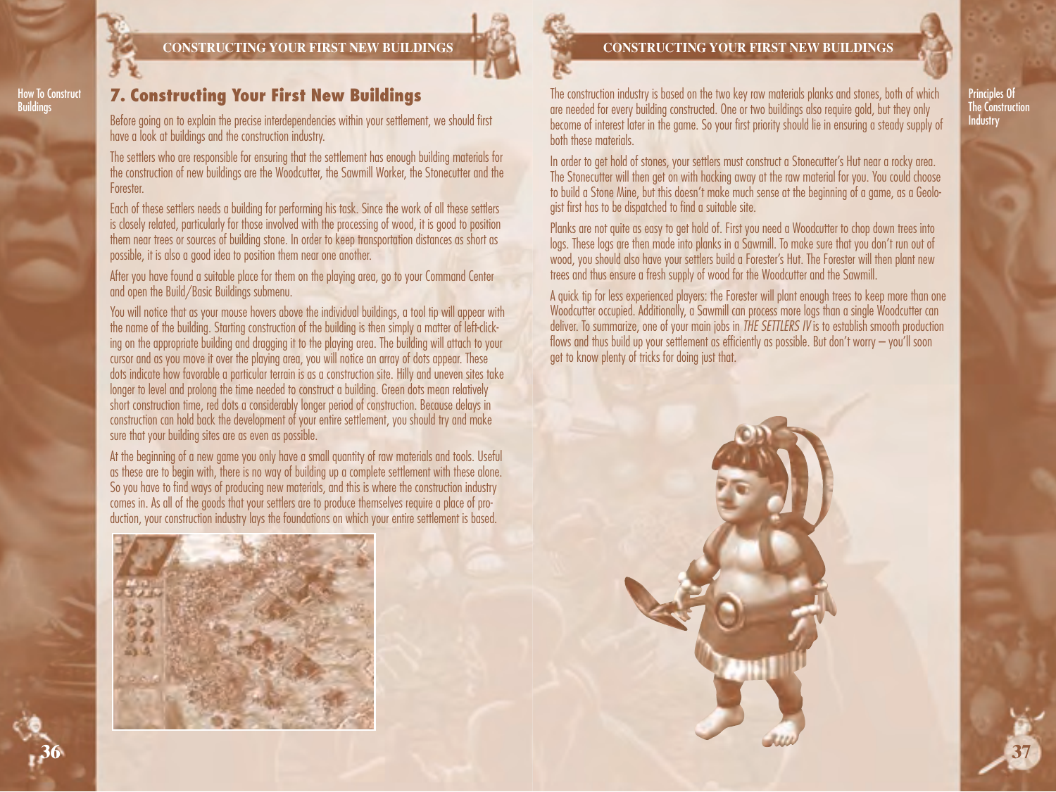## 7. Constructing Your First New Buildings

Before going on to explain the precise interdependencies within your settlement, we should first have a look at buildings and the construction industry.

The settlers who are responsible for ensuring that the settlement has enough building materials for the construction of new buildings are the Woodcutter, the Sawmill Worker, the Stonecutter and the Forester.

Each of these settlers needs a building for performing his task. Since the work of all these settlers is closely related, particularly for those involved with the processing of wood, it is good to position them near trees or sources of building stone. In order to keep transportation distances as short as possible, it is also a good idea to position them near one another.

After you have found a suitable place for them on the playing area, go to your Command Center and open the Build/Basic Buildings submenu.

You will notice that as your mouse hovers above the individual buildings, a tool tip will appear with the name of the building. Starting construction of the building is then simply a matter of left-clicking on the appropriate building and dragging it to the playing area. The building will attach to your cursor and as you move it over the playing area, you will notice an array of dots appear. These dots indicate how favorable a particular terrain is as a construction site. Hilly and uneven sites take longer to level and prolong the time needed to construct a building. Green dots mean relatively short construction time, red dots a considerably longer period of construction. Because delays in construction can hold back the development of your entire settlement, you should try and make sure that your building sites are as even as possible.

At the beginning of a new game you only have a small quantity of raw materials and tools. Useful as these are to begin with, there is no way of building up a complete settlement with these alone. So you have to find ways of producing new materials, and this is where the construction industry comes in. As all of the goods that your settlers are to produce themselves require a place of production, your construction industry lays the foundations on which your entire settlement is based.

The construction industry is based on the two key raw materials planks and stones, both of which are needed for every building constructed. One or two buildings also require gold, but they only become of interest later in the game. So your first priority should lie in ensuring a steady supply of both these materials.

In order to get hold of stones, your settlers must construct a Stonecutter's Hut near a rocky area. The Stonecutter will then get on with hacking away at the raw material for you. You could choose to build a Stone Mine, but this doesn't make much sense at the beginning of a game, as a Geologist first has to be dispatched to find a suitable site.

Planks are not quite as easy to get hold of. First you need a Woodcutter to chop down trees into logs. These logs are then made into planks in a Sawmill. To make sure that you don't run out of wood, you should also have your settlers build a Forester's Hut. The Forester will then plant new trees and thus ensure a fresh supply of wood for the Woodcutter and the Sawmill.

A quick tip for less experienced players: the Forester will plant enough trees to keep more than one Woodcutter occupied. Additionally, a Sawmill can process more logs than a single Woodcutter can deliver. To summarize, one of your main jobs in *THE SETTLERS IV* is to establish smooth production flows and thus build up your settlement as efficiently as possible. But don't worry – you'll soon get to know plenty of tricks for doing just that.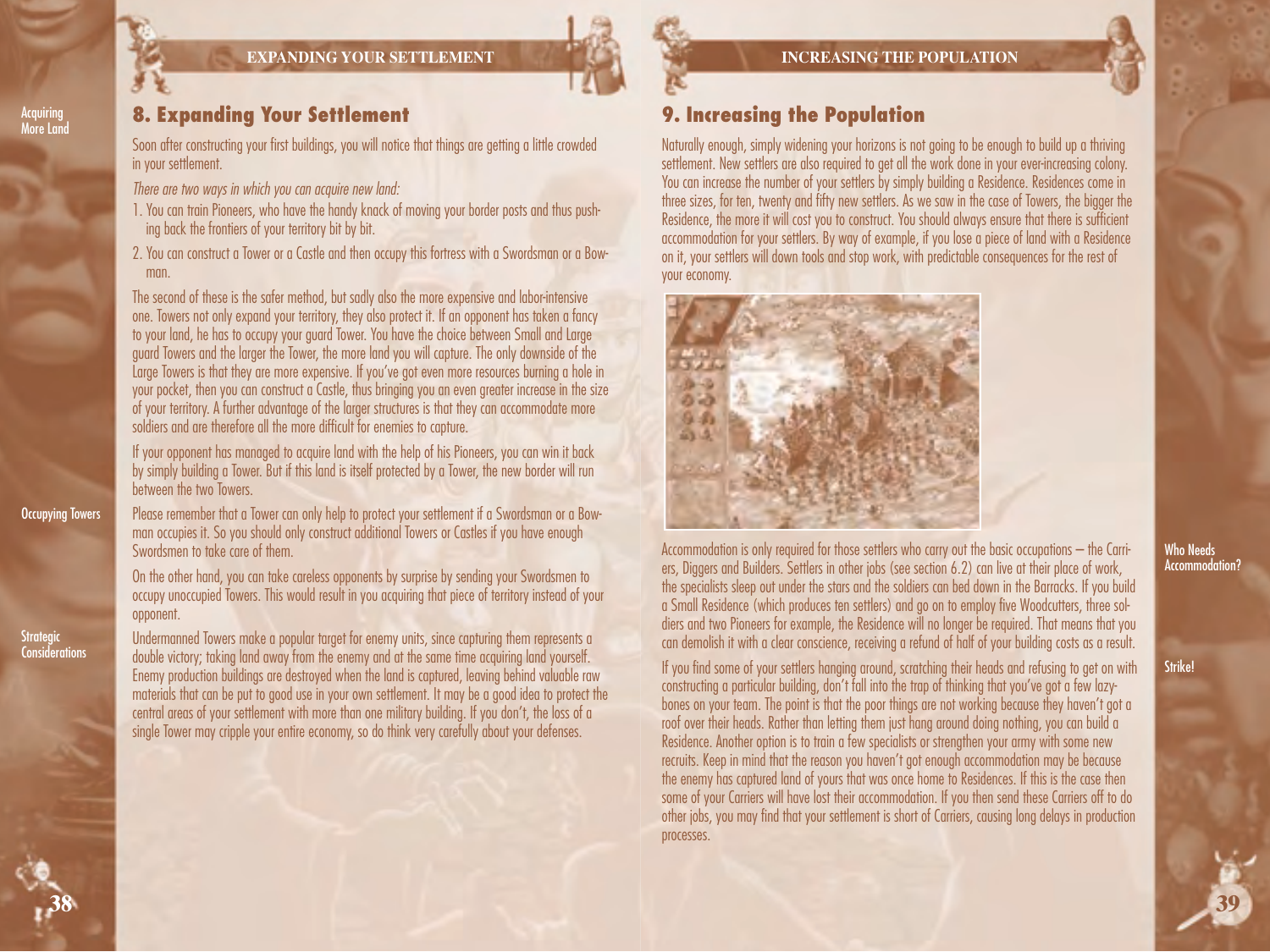## 8. Expanding Your Settlement

Acquiring More Land

Soon after constructing your first buildings, you will notice that things are getting a little crowded in your settlement.

*There are two ways in which you can acquire new land:*

1. You can train Pioneers, who have the handy knack of moving your border posts and thus pushing back the frontiers of your territory bit by bit.
2. You can construct a Tower or a Castle and then occupy this fortress with a Swordsman or a Bowman.

The second of these is the safer method, but sadly also the more expensive and labor-intensive one. Towers not only expand your territory, they also protect it. If an opponent has taken a fancy to your land, he has to occupy your guard Tower. You have the choice between Small and Large guard Towers and the larger the Tower, the more land you will capture. The only downside of the Large Towers is that they are more expensive. If you've got even more resources burning a hole in your pocket, then you can construct a Castle, thus bringing you an even greater increase in the size of your territory. A further advantage of the larger structures is that they can accommodate more soldiers and are therefore all the more difficult for enemies to capture.

If your opponent has managed to acquire land with the help of his Pioneers, you can win it back by simply building a Tower. But if this land is itself protected by a Tower, the new border will run between the two Towers.

Occupying Towers

Please remember that a Tower can only help to protect your settlement if a Swordsman or a Bowman occupies it. So you should only construct additional Towers or Castles if you have enough Swordsmen to take care of them.

On the other hand, you can take careless opponents by surprise by sending your Swordsmen to occupy unoccupied Towers. This would result in you acquiring that piece of territory instead of your opponent.

Strategic Considerations

Undermanned Towers make a popular target for enemy units, since capturing them represents a double victory; taking land away from the enemy and at the same time acquiring land yourself. Enemy production buildings are destroyed when the land is captured, leaving behind valuable raw materials that can be put to good use in your own settlement. It may be a good idea to protect the central areas of your settlement with more than one military building. If you don't, the loss of a single Tower may cripple your entire economy, so do think very carefully about your defenses.

## 9. Increasing the Population

Naturally enough, simply widening your horizons is not going to be enough to build up a thriving settlement. New settlers are also required to get all the work done in your ever-increasing colony. You can increase the number of your settlers by simply building a Residence. Residences come in three sizes, for ten, twenty and fifty new settlers. As we saw in the case of Towers, the bigger the Residence, the more it will cost you to construct. You should always ensure that there is sufficient accommodation for your settlers. By way of example, if you lose a piece of land with a Residence on it, your settlers will down tools and stop work, with predictable consequences for the rest of your economy.

Who Needs Accommodation?

Accommodation is only required for those settlers who carry out the basic occupations – the Carriers, Diggers and Builders. Settlers in other jobs (see section 6.2) can live at their place of work, the specialists sleep out under the stars and the soldiers can bed down in the Barracks. If you build a Small Residence (which produces ten settlers) and go on to employ five Woodcutters, three soldiers and two Pioneers for example, the Residence will no longer be required. That means that you can demolish it with a clear conscience, receiving a refund of half of your building costs as a result.

Strike!

If you find some of your settlers hanging around, scratching their heads and refusing to get on with constructing a particular building, don't fall into the trap of thinking that you've got a few lazybones on your team. The point is that the poor things are not working because they haven't got a roof over their heads. Rather than letting them just hang around doing nothing, you can build a Residence. Another option is to train a few specialists or strengthen your army with some new recruits. Keep in mind that the reason you haven't got enough accommodation may be because the enemy has captured land of yours that was once home to Residences. If this is the case then some of your Carriers will have lost their accommodation. If you then send these Carriers off to do other jobs, you may find that your settlement is short of Carriers, causing long delays in production processes.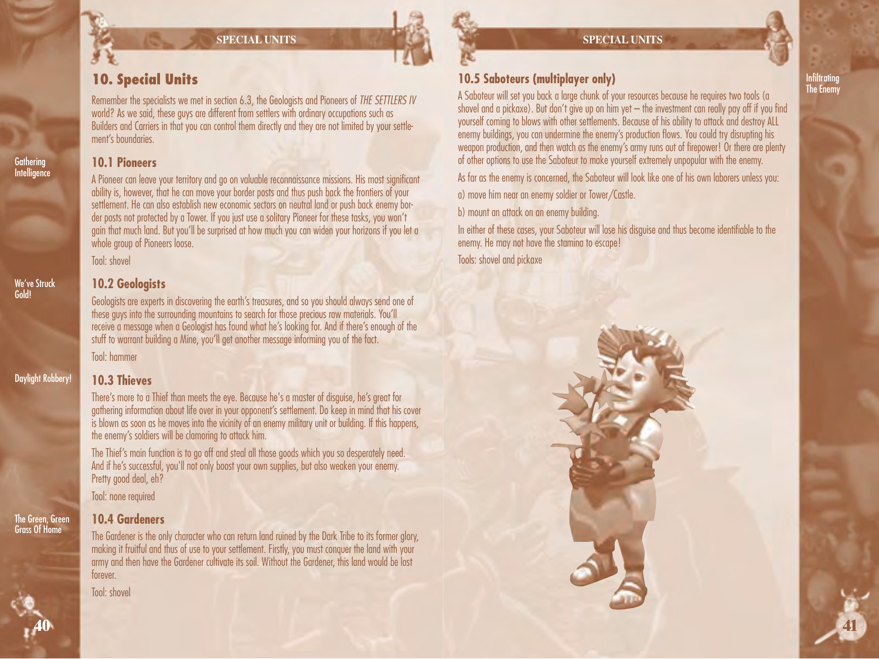# 10. Special Units

Remember the specialists we met in section 6.3, the Geologists and Pioneers of *THE SETTLERS IV* world? As we said, these guys are different from settlers with ordinary occupations such as Builders and Carriers in that you can control them directly and they are not limited by your settlement's boundaries.

## 10.1 Pioneers

Gathering Intelligence

A Pioneer can leave your territory and go on valuable reconnaissance missions. His most significant ability is, however, that he can move your border posts and thus push back the frontiers of your settlement. He can also establish new economic sectors on neutral land or push back enemy border posts not protected by a Tower. If you just use a solitary Pioneer for these tasks, you won't gain that much land. But you'll be surprised at how much you can widen your horizons if you let a whole group of Pioneers loose.

Tool: shovel

## 10.2 Geologists

We've Struck Gold!

Geologists are experts in discovering the earth's treasures, and so you should always send one of these guys into the surrounding mountains to search for those precious raw materials. You'll receive a message when a Geologist has found what he's looking for. And if there's enough of the stuff to warrant building a Mine, you'll get another message informing you of the fact.

Tool: hammer

## 10.3 Thieves

Daylight Robbery!

There's more to a Thief than meets the eye. Because he's a master of disguise, he's great for gathering information about life over in your opponent's settlement. Do keep in mind that his cover is blown as soon as he moves into the vicinity of an enemy military unit or building. If this happens, the enemy's soldiers will be clamoring to attack him.

The Thief's main function is to go off and steal all those goods which you so desperately need. And if he's successful, you'll not only boost your own supplies, but also weaken your enemy. Pretty good deal, eh?

Tool: none required

## 10.4 Gardeners

The Green, Green Grass Of Home

The Gardener is the only character who can return land ruined by the Dark Tribe to its former glory, making it fruitful and thus of use to your settlement. Firstly, you must conquer the land with your army and then have the Gardener cultivate its soil. Without the Gardener, this land would be lost forever.

Tool: shovel

## 10.5 Saboteurs (multiplayer only)

Infiltrating The Enemy

A Saboteur will set you back a large chunk of your resources because he requires two tools (a shovel and a pickaxe). But don't give up on him yet – the investment can really pay off if you find yourself coming to blows with other settlements. Because of his ability to attack and destroy ALL enemy buildings, you can undermine the enemy's production flows. You could try disrupting his weapon production, and then watch as the enemy's army runs out of firepower! Or there are plenty of other options to use the Saboteur to make yourself extremely unpopular with the enemy.

As far as the enemy is concerned, the Saboteur will look like one of his own laborers unless you:

a) move him near an enemy soldier or Tower/Castle.

b) mount an attack on an enemy building.

In either of these cases, your Saboteur will lose his disguise and thus become identifiable to the enemy. He may not have the stamina to escape!

Tools: shovel and pickaxe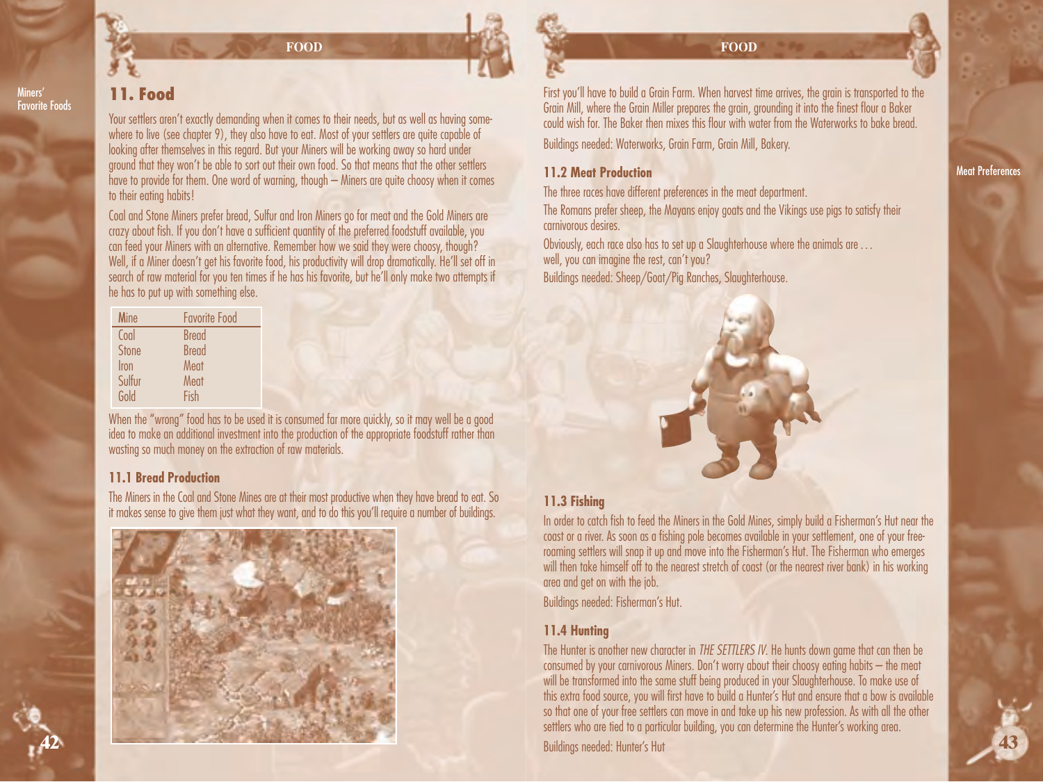Miners' Favorite Foods

# 11. Food

Your settlers aren't exactly demanding when it comes to their needs, but as well as having somewhere to live (see chapter 9), they also have to eat. Most of your settlers are quite capable of looking after themselves in this regard. But your Miners will be working away so hard under ground that they won't be able to sort out their own food. So that means that the other settlers have to provide for them. One word of warning, though – Miners are quite choosy when it comes to their eating habits!

Coal and Stone Miners prefer bread, Sulfur and Iron Miners go for meat and the Gold Miners are crazy about fish. If you don't have a sufficient quantity of the preferred foodstuff available, you can feed your Miners with an alternative. Remember how we said they were choosy, though? Well, if a Miner doesn't get his favorite food, his productivity will drop dramatically. He'll set off in search of raw material for you ten times if he has his favorite, but he'll only make two attempts if he has to put up with something else.

| Mine | Favorite Food |
|---|---|
| Coal | Bread |
| Stone | Bread |
| Iron | Meat |
| Sulfur | Meat |
| Gold | Fish |

When the "wrong" food has to be used it is consumed far more quickly, so it may well be a good idea to make an additional investment into the production of the appropriate foodstuff rather than wasting so much money on the extraction of raw materials.

## 11.1 Bread Production

The Miners in the Coal and Stone Mines are at their most productive when they have bread to eat. So it makes sense to give them just what they want, and to do this you'll require a number of buildings.

First you'll have to build a Grain Farm. When harvest time arrives, the grain is transported to the Grain Mill, where the Grain Miller prepares the grain, grounding it into the finest flour a Baker could wish for. The Baker then mixes this flour with water from the Waterworks to bake bread.

Buildings needed: Waterworks, Grain Farm, Grain Mill, Bakery.

## 11.2 Meat Production

Meat Preferences

The three races have different preferences in the meat department.

The Romans prefer sheep, the Mayans enjoy goats and the Vikings use pigs to satisfy their carnivorous desires.

Obviously, each race also has to set up a Slaughterhouse where the animals are . . . well, you can imagine the rest, can't you?

Buildings needed: Sheep/Goat/Pig Ranches, Slaughterhouse.

## 11.3 Fishing

In order to catch fish to feed the Miners in the Gold Mines, simply build a Fisherman's Hut near the coast or a river. As soon as a fishing pole becomes available in your settlement, one of your free-rooming settlers will snap it up and move into the Fisherman's Hut. The Fisherman who emerges will then take himself off to the nearest stretch of coast (or the nearest river bank) in his working area and get on with the job.

Buildings needed: Fisherman's Hut.

## 11.4 Hunting

The Hunter is another new character in *THE SETTLERS IV*. He hunts down game that can then be consumed by your carnivorous Miners. Don't worry about their choosy eating habits – the meat will be transformed into the same stuff being produced in your Slaughterhouse. To make use of this extra food source, you will first have to build a Hunter's Hut and ensure that a bow is available so that one of your free settlers can move in and take up his new profession. As with all the other settlers who are tied to a particular building, you can determine the Hunter's working area.

Buildings needed: Hunter's Hut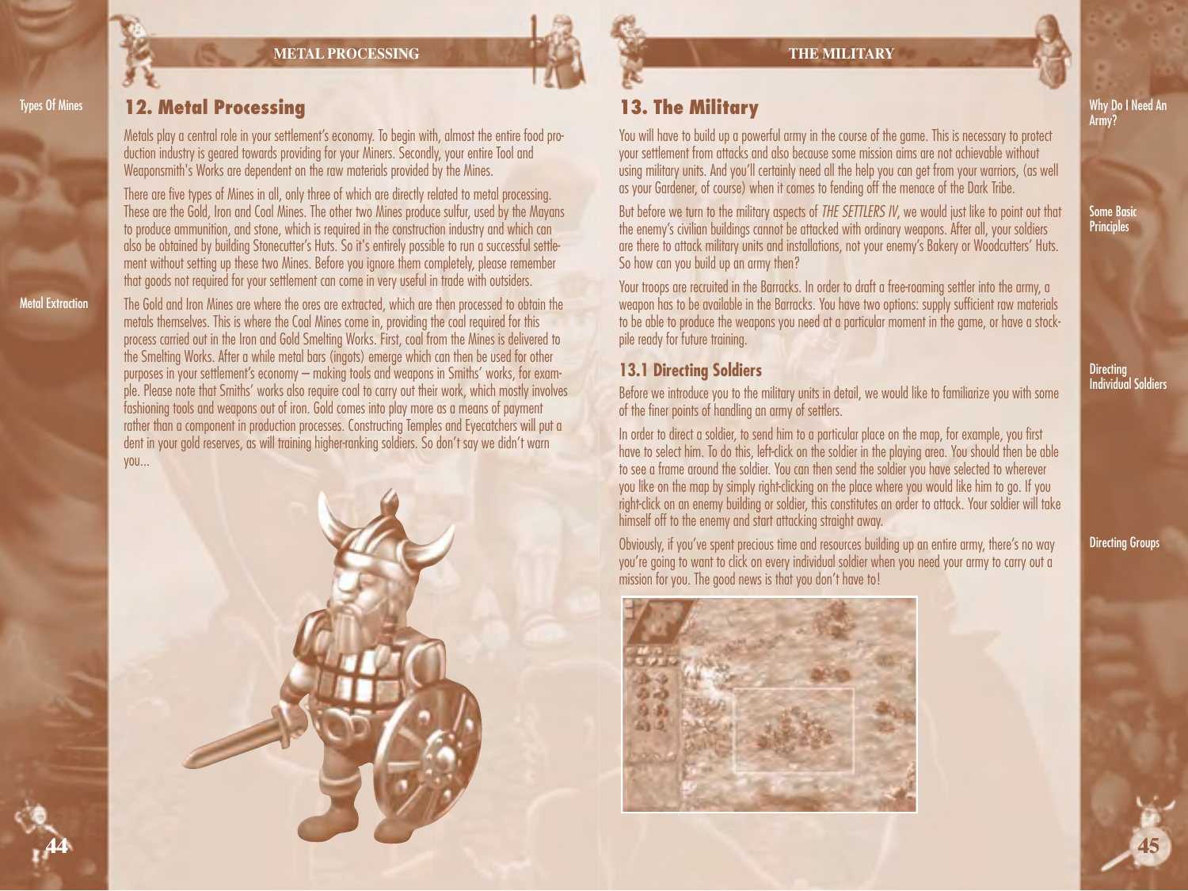## 12. Metal Processing

Types Of Mines

Metals play a central role in your settlement's economy. To begin with, almost the entire food production industry is geared towards providing for your Miners. Secondly, your entire Tool and Weaponsmith's Works are dependent on the raw materials provided by the Mines.

There are five types of Mines in all, only three of which are directly related to metal processing. These are the Gold, Iron and Coal Mines. The other two Mines produce sulfur, used by the Mayans to produce ammunition, and stone, which is required in the construction industry and which can also be obtained by building Stonecutter's Huts. So it's entirely possible to run a successful settlement without setting up these two Mines. Before you ignore them completely, please remember that goods not required for your settlement can come in very useful in trade with outsiders.

Metal Extraction

The Gold and Iron Mines are where the ores are extracted, which are then processed to obtain the metals themselves. This is where the Coal Mines come in, providing the coal required for this process carried out in the Iron and Gold Smelting Works. First, coal from the Mines is delivered to the Smelting Works. After a while metal bars (ingots) emerge which can then be used for other purposes in your settlement's economy – making tools and weapons in Smiths' works, for example. Please note that Smiths' works also require coal to carry out their work, which mostly involves fashioning tools and weapons out of iron. Gold comes into play more as a means of payment rather than a component in production processes. Constructing Temples and Eyecatchers will put a dent in your gold reserves, as will training higher-ranking soldiers. So don't say we didn't warn you...

## 13. The Military

Why Do I Need An Army?

You will have to build up a powerful army in the course of the game. This is necessary to protect your settlement from attacks and also because some mission aims are not achievable without using military units. And you'll certainly need all the help you can get from your warriors, (as well as your Gardener, of course) when it comes to fending off the menace of the Dark Tribe.

Some Basic Principles

But before we turn to the military aspects of *THE SETTLERS IV*, we would just like to point out that the enemy's civilian buildings cannot be attacked with ordinary weapons. After all, your soldiers are there to attack military units and installations, not your enemy's Bakery or Woodcutters' Huts. So how can you build up an army then?

Your troops are recruited in the Barracks. In order to draft a free-roaming settler into the army, a weapon has to be available in the Barracks. You have two options: supply sufficient raw materials to be able to produce the weapons you need at a particular moment in the game, or have a stockpile ready for future training.

### 13.1 Directing Soldiers

Before we introduce you to the military units in detail, we would like to familiarize you with some of the finer points of handling an army of settlers.

Directing Individual Soldiers

In order to direct a soldier, to send him to a particular place on the map, for example, you first have to select him. To do this, left-click on the soldier in the playing area. You should then be able to see a frame around the soldier. You can then send the soldier you have selected to wherever you like on the map by simply right-clicking on the place where you would like him to go. If you right-click on an enemy building or soldier, this constitutes an order to attack. Your soldier will take himself off to the enemy and start attacking straight away.

Directing Groups

Obviously, if you've spent precious time and resources building up an entire army, there's no way you're going to want to click on every individual soldier when you need your army to carry out a mission for you. The good news is that you don't have to!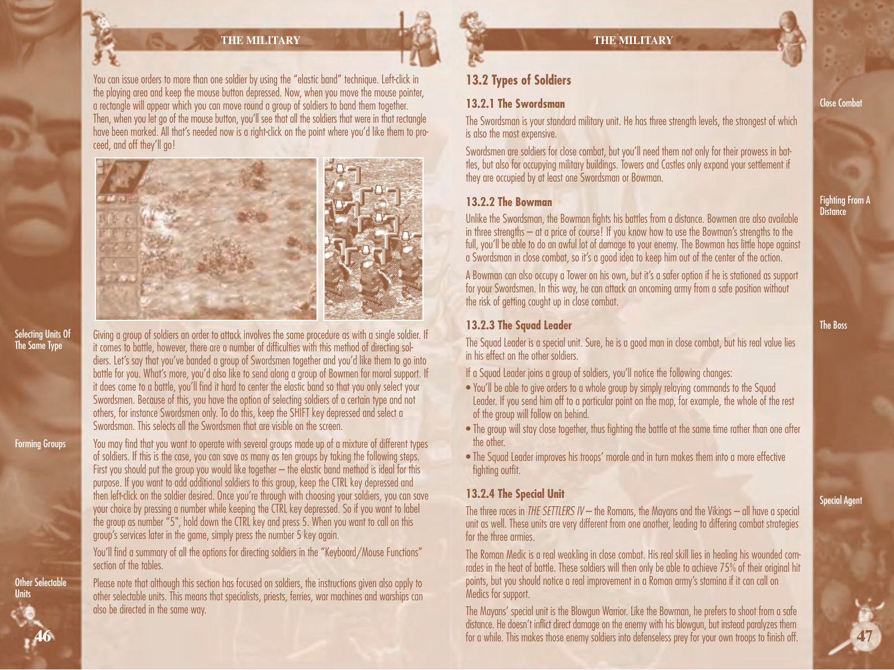You can issue orders to more than one soldier by using the "elastic band" technique. Left-click in the playing area and keep the mouse button depressed. Now, when you move the mouse pointer, a rectangle will appear which you can move round a group of soldiers to band them together. Then, when you let go of the mouse button, you'll see that all the soldiers that were in that rectangle have been marked. All that's needed now is a right-click on the point where you'd like them to proceed, and off they'll go!

**Selecting Units Of The Same Type**

Giving a group of soldiers an order to attack involves the same procedure as with a single soldier. If it comes to battle, however, there are a number of difficulties with this method of directing soldiers. Let's say that you've banded a group of Swordsmen together and you'd like them to go into battle for you. What's more, you'd also like to send along a group of Bowmen for moral support. If it does come to a battle, you'll find it hard to center the elastic band so that you only select your Swordsmen. Because of this, you have the option of selecting soldiers of a certain type and not others, for instance Swordsmen only. To do this, keep the SHIFT key depressed and select a Swordsman. This selects all the Swordsmen that are visible on the screen.

**Forming Groups**

You may find that you want to operate with several groups made up of a mixture of different types of soldiers. If this is the case, you can save as many as ten groups by taking the following steps. First you should put the group you would like together – the elastic band method is ideal for this purpose. If you want to add additional soldiers to this group, keep the CTRL key depressed and then left-click on the soldier desired. Once you're through with choosing your soldiers, you can save your choice by pressing a number while keeping the CTRL key depressed. So if you want to label the group as number "5", hold down the CTRL key and press 5. When you want to call on this group's services later in the game, simply press the number 5 key again.

You'll find a summary of all the options for directing soldiers in the "Keyboard/Mouse Functions" section of the tables.

**Other Selectable Units**

Please note that although this section has focused on soldiers, the instructions given also apply to other selectable units. This means that specialists, priests, ferries, war machines and warships can also be directed in the same way.

## 13.2 Types of Soldiers

### 13.2.1 The Swordsman

**Close Combat**

The Swordsman is your standard military unit. He has three strength levels, the strongest of which is also the most expensive.

Swordsmen are soldiers for close combat, but you'll need them not only for their prowess in battles, but also for occupying military buildings. Towers and Castles only expand your settlement if they are occupied by at least one Swordsman or Bowman.

### 13.2.2 The Bowman

**Fighting From A Distance**

Unlike the Swordsman, the Bowman fights his battles from a distance. Bowmen are also available in three strengths – at a price of course! If you know how to use the Bowman's strengths to the full, you'll be able to do an awful lot of damage to your enemy. The Bowman has little hope against a Swordsman in close combat, so it's a good idea to keep him out of the center of the action.

A Bowman can also occupy a Tower on his own, but it's a safer option if he is stationed as support for your Swordsmen. In this way, he can attack an oncoming army from a safe position without the risk of getting caught up in close combat.

### 13.2.3 The Squad Leader

**The Boss**

The Squad Leader is a special unit. Sure, he is a good man in close combat, but his real value lies in his effect on the other soldiers.

If a Squad Leader joins a group of soldiers, you'll notice the following changes:

- You'll be able to give orders to a whole group by simply relaying commands to the Squad Leader. If you send him off to a particular point on the map, for example, the whole of the rest of the group will follow on behind.
- The group will stay close together, thus fighting the battle at the same time rather than one after the other.
- The Squad Leader improves his troops' morale and in turn makes them into a more effective fighting outfit.

### 13.2.4 The Special Unit

**Special Agent**

The three races in *THE SETTLERS IV* – the Romans, the Mayans and the Vikings – all have a special unit as well. These units are very different from one another, leading to differing combat strategies for the three armies.

The Roman Medic is a real weakling in close combat. His real skill lies in healing his wounded comrades in the heat of battle. These soldiers will then only be able to achieve 75% of their original hit points, but you should notice a real improvement in a Roman army's stamina if it can call on Medics for support.

The Mayans' special unit is the Blowgun Warrior. Like the Bowman, he prefers to shoot from a safe distance. He doesn't inflict direct damage on the enemy with his blowgun, but instead paralyzes them for a while. This makes those enemy soldiers into defenseless prey for your own troops to finish off.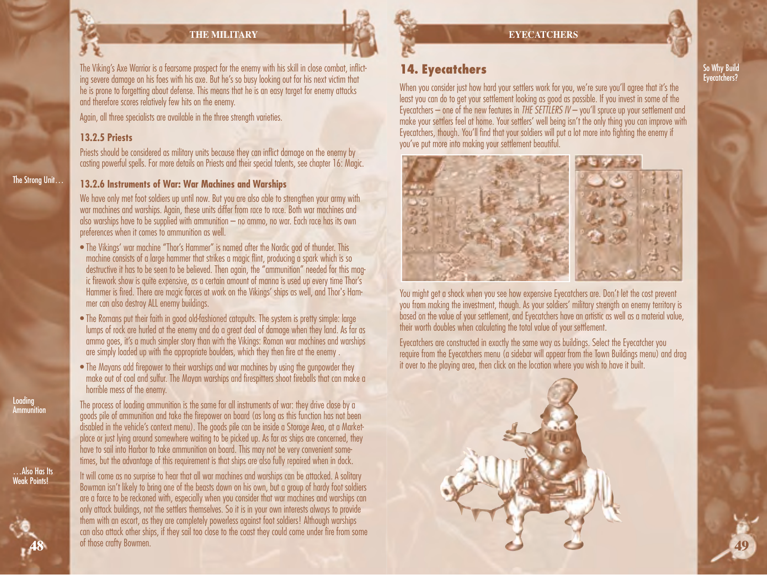The Viking's Axe Warrior is a fearsome prospect for the enemy with his skill in close combat, inflicting severe damage on his foes with his axe. But he's so busy looking out for his next victim that he is prone to forgetting about defense. This means that he is an easy target for enemy attacks and therefore scores relatively few hits on the enemy.

Again, all three specialists are available in the three strength varieties.

### 13.2.5 Priests

Priests should be considered as military units because they can inflict damage on the enemy by casting powerful spells. For more details on Priests and their special talents, see chapter 16: Magic.

The Strong Unit…

### 13.2.6 Instruments of War: War Machines and Warships

We have only met foot soldiers up until now. But you are also able to strengthen your army with war machines and warships. Again, these units differ from race to race. Both war machines and also warships have to be supplied with ammunition – no ammo, no war. Each race has its own preferences when it comes to ammunition as well.

- The Vikings' war machine "Thor's Hammer" is named after the Nordic god of thunder. This machine consists of a large hammer that strikes a magic flint, producing a spark which is so destructive it has to be seen to be believed. Then again, the "ammunition" needed for this magic firework show is quite expensive, as a certain amount of manna is used up every time Thor's Hammer is fired. There are magic forces at work on the Vikings' ships as well, and Thor's Hammer can also destroy ALL enemy buildings.
- The Romans put their faith in good old-fashioned catapults. The system is pretty simple: large lumps of rock are hurled at the enemy and do a great deal of damage when they land. As far as ammo goes, it's a much simpler story than with the Vikings: Roman war machines and warships are simply loaded up with the appropriate boulders, which they then fire at the enemy .
- The Mayans add firepower to their warships and war machines by using the gunpowder they make out of coal and sulfur. The Mayan warships and firespitters shoot fireballs that can make a horrible mess of the enemy.

Loading Ammunition

The process of loading ammunition is the same for all instruments of war: they drive close by a goods pile of ammunition and take the firepower on board (as long as this function has not been disabled in the vehicle's context menu). The goods pile can be inside a Storage Area, at a Marketplace or just lying around somewhere waiting to be picked up. As far as ships are concerned, they have to sail into Harbor to take ammunition on board. This may not be very convenient sometimes, but the advantage of this requirement is that ships are also fully repaired when in dock.

…Also Has Its Weak Points!

It will come as no surprise to hear that all war machines and warships can be attacked. A solitary Bowman isn't likely to bring one of the beasts down on his own, but a group of hardy foot soldiers are a force to be reckoned with, especially when you consider that war machines and warships can only attack buildings, not the settlers themselves. So it is in your own interests always to provide them with an escort, as they are completely powerless against foot soldiers! Although warships can also attack other ships, if they sail too close to the coast they could come under fire from some of those crafty Bowmen.

## 14. Eyecatchers

So Why Build Eyecatchers?

When you consider just how hard your settlers work for you, we're sure you'll agree that it's the least you can do to get your settlement looking as good as possible. If you invest in some of the Eyecatchers – one of the new features in *THE SETTLERS IV* – you'll spruce up your settlement and make your settlers feel at home. Your settlers' well being isn't the only thing you can improve with Eyecatchers, though. You'll find that your soldiers will put a lot more into fighting the enemy if you've put more into making your settlement beautiful.

You might get a shock when you see how expensive Eyecatchers are. Don't let the cost prevent you from making the investment, though. As your soldiers' military strength on enemy territory is based on the value of your settlement, and Eyecatchers have an artistic as well as a material value, their worth doubles when calculating the total value of your settlement.

Eyecatchers are constructed in exactly the same way as buildings. Select the Eyecatcher you require from the Eyecatchers menu (a sidebar will appear from the Town Buildings menu) and drag it over to the playing area, then click on the location where you wish to have it built.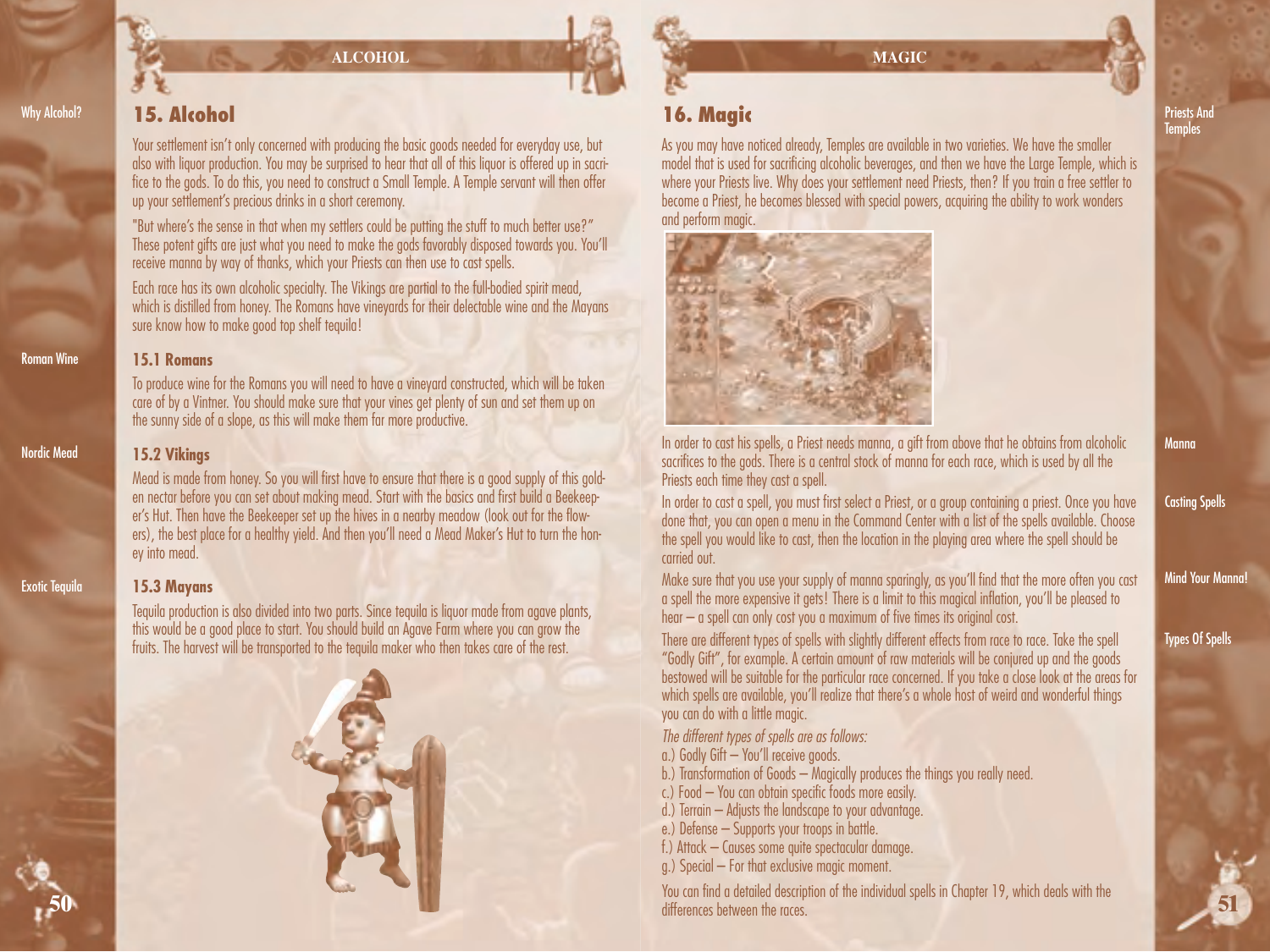## 15. Alcohol

Why Alcohol?

Your settlement isn't only concerned with producing the basic goods needed for everyday use, but also with liquor production. You may be surprised to hear that all of this liquor is offered up in sacrifice to the gods. To do this, you need to construct a Small Temple. A Temple servant will then offer up your settlement's precious drinks in a short ceremony.

"But where's the sense in that when my settlers could be putting the stuff to much better use?" These potent gifts are just what you need to make the gods favorably disposed towards you. You'll receive manna by way of thanks, which your Priests can then use to cast spells.

Each race has its own alcoholic specialty. The Vikings are partial to the full-bodied spirit mead, which is distilled from honey. The Romans have vineyards for their delectable wine and the Mayans sure know how to make good top shelf tequila!

### 15.1 Romans

Roman Wine

To produce wine for the Romans you will need to have a vineyard constructed, which will be taken care of by a Vintner. You should make sure that your vines get plenty of sun and set them up on the sunny side of a slope, as this will make them far more productive.

### 15.2 Vikings

Nordic Mead

Mead is made from honey. So you will first have to ensure that there is a good supply of this golden nectar before you can set about making mead. Start with the basics and first build a Beekeeper's Hut. Then have the Beekeeper set up the hives in a nearby meadow (look out for the flowers), the best place for a healthy yield. And then you'll need a Mead Maker's Hut to turn the honey into mead.

### 15.3 Mayans

Exotic Tequila

Tequila production is also divided into two parts. Since tequila is liquor made from agave plants, this would be a good place to start. You should build an Agave Farm where you can grow the fruits. The harvest will be transported to the tequila maker who then takes care of the rest.

## 16. Magic

Priests And Temples

As you may have noticed already, Temples are available in two varieties. We have the smaller model that is used for sacrificing alcoholic beverages, and then we have the Large Temple, which is where your Priests live. Why does your settlement need Priests, then? If you train a free settler to become a Priest, he becomes blessed with special powers, acquiring the ability to work wonders and perform magic.

Manna

In order to cast his spells, a Priest needs manna, a gift from above that he obtains from alcoholic sacrifices to the gods. There is a central stock of manna for each race, which is used by all the Priests each time they cast a spell.

Casting Spells

In order to cast a spell, you must first select a Priest, or a group containing a priest. Once you have done that, you can open a menu in the Command Center with a list of the spells available. Choose the spell you would like to cast, then the location in the playing area where the spell should be carried out.

Mind Your Manna!

Make sure that you use your supply of manna sparingly, as you'll find that the more often you cast a spell the more expensive it gets! There is a limit to this magical inflation, you'll be pleased to hear – a spell can only cost you a maximum of five times its original cost.

Types Of Spells

There are different types of spells with slightly different effects from race to race. Take the spell "Godly Gift", for example. A certain amount of raw materials will be conjured up and the goods bestowed will be suitable for the particular race concerned. If you take a close look at the areas for which spells are available, you'll realize that there's a whole host of weird and wonderful things you can do with a little magic.

*The different types of spells are as follows:*

a.) Godly Gift – You'll receive goods.
b.) Transformation of Goods – Magically produces the things you really need.
c.) Food – You can obtain specific foods more easily.
d.) Terrain – Adjusts the landscape to your advantage.
e.) Defense – Supports your troops in battle.
f.) Attack – Causes some quite spectacular damage.
g.) Special – For that exclusive magic moment.

You can find a detailed description of the individual spells in Chapter 19, which deals with the differences between the races.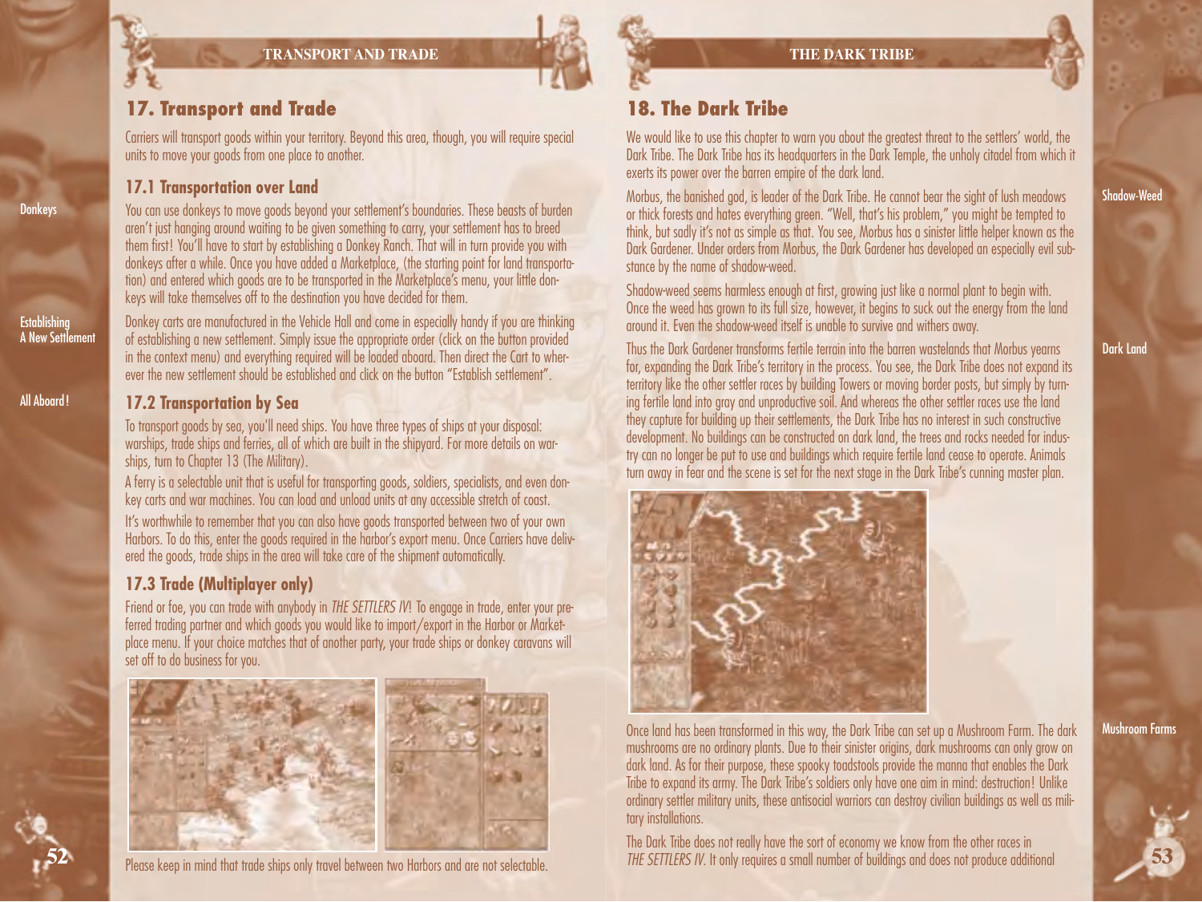## 17. Transport and Trade

Carriers will transport goods within your territory. Beyond this area, though, you will require special units to move your goods from one place to another.

### 17.1 Transportation over Land

Donkeys

You can use donkeys to move goods beyond your settlement's boundaries. These beasts of burden aren't just hanging around waiting to be given something to carry, your settlement has to breed them first! You'll have to start by establishing a Donkey Ranch. That will in turn provide you with donkeys after a while. Once you have added a Marketplace, (the starting point for land transportation) and entered which goods are to be transported in the Marketplace's menu, your little donkeys will take themselves off to the destination you have decided for them.

Establishing A New Settlement

Donkey carts are manufactured in the Vehicle Hall and come in especially handy if you are thinking of establishing a new settlement. Simply issue the appropriate order (click on the button provided in the context menu) and everything required will be loaded aboard. Then direct the Cart to wherever the new settlement should be established and click on the button "Establish settlement".

### 17.2 Transportation by Sea

All Aboard!

To transport goods by sea, you'll need ships. You have three types of ships at your disposal: warships, trade ships and ferries, all of which are built in the shipyard. For more details on warships, turn to Chapter 13 (The Military).

A ferry is a selectable unit that is useful for transporting goods, soldiers, specialists, and even donkey carts and war machines. You can load and unload units at any accessible stretch of coast.

It's worthwhile to remember that you can also have goods transported between two of your own Harbors. To do this, enter the goods required in the harbor's export menu. Once Carriers have delivered the goods, trade ships in the area will take care of the shipment automatically.

### 17.3 Trade (Multiplayer only)

Friend or foe, you can trade with anybody in *THE SETTLERS IV*! To engage in trade, enter your preferred trading partner and which goods you would like to import/export in the Harbor or Marketplace menu. If your choice matches that of another party, your trade ships or donkey caravans will set off to do business for you.

Please keep in mind that trade ships only travel between two Harbors and are not selectable.

## 18. The Dark Tribe

We would like to use this chapter to warn you about the greatest threat to the settlers' world, the Dark Tribe. The Dark Tribe has its headquarters in the Dark Temple, the unholy citadel from which it exerts its power over the barren empire of the dark land.

Shadow-Weed

Morbus, the banished god, is leader of the Dark Tribe. He cannot bear the sight of lush meadows or thick forests and hates everything green. "Well, that's his problem," you might be tempted to think, but sadly it's not as simple as that. You see, Morbus has a sinister little helper known as the Dark Gardener. Under orders from Morbus, the Dark Gardener has developed an especially evil substance by the name of shadow-weed.

Shadow-weed seems harmless enough at first, growing just like a normal plant to begin with. Once the weed has grown to its full size, however, it begins to suck out the energy from the land around it. Even the shadow-weed itself is unable to survive and withers away.

Dark Land

Thus the Dark Gardener transforms fertile terrain into the barren wastelands that Morbus yearns for, expanding the Dark Tribe's territory in the process. You see, the Dark Tribe does not expand its territory like the other settler races by building Towers or moving border posts, but simply by turning fertile land into gray and unproductive soil. And whereas the other settler races use the land they capture for building up their settlements, the Dark Tribe has no interest in such constructive development. No buildings can be constructed on dark land, the trees and rocks needed for industry can no longer be put to use and buildings which require fertile land cease to operate. Animals turn away in fear and the scene is set for the next stage in the Dark Tribe's cunning master plan.

Mushroom Farms

Once land has been transformed in this way, the Dark Tribe can set up a Mushroom Farm. The dark mushrooms are no ordinary plants. Due to their sinister origins, dark mushrooms can only grow on dark land. As for their purpose, these spooky toadstools provide the manna that enables the Dark Tribe to expand its army. The Dark Tribe's soldiers only have one aim in mind: destruction! Unlike ordinary settler military units, these antisocial warriors can destroy civilian buildings as well as military installations.

The Dark Tribe does not really have the sort of economy we know from the other races in *THE SETTLERS IV*. It only requires a small number of buildings and does not produce additional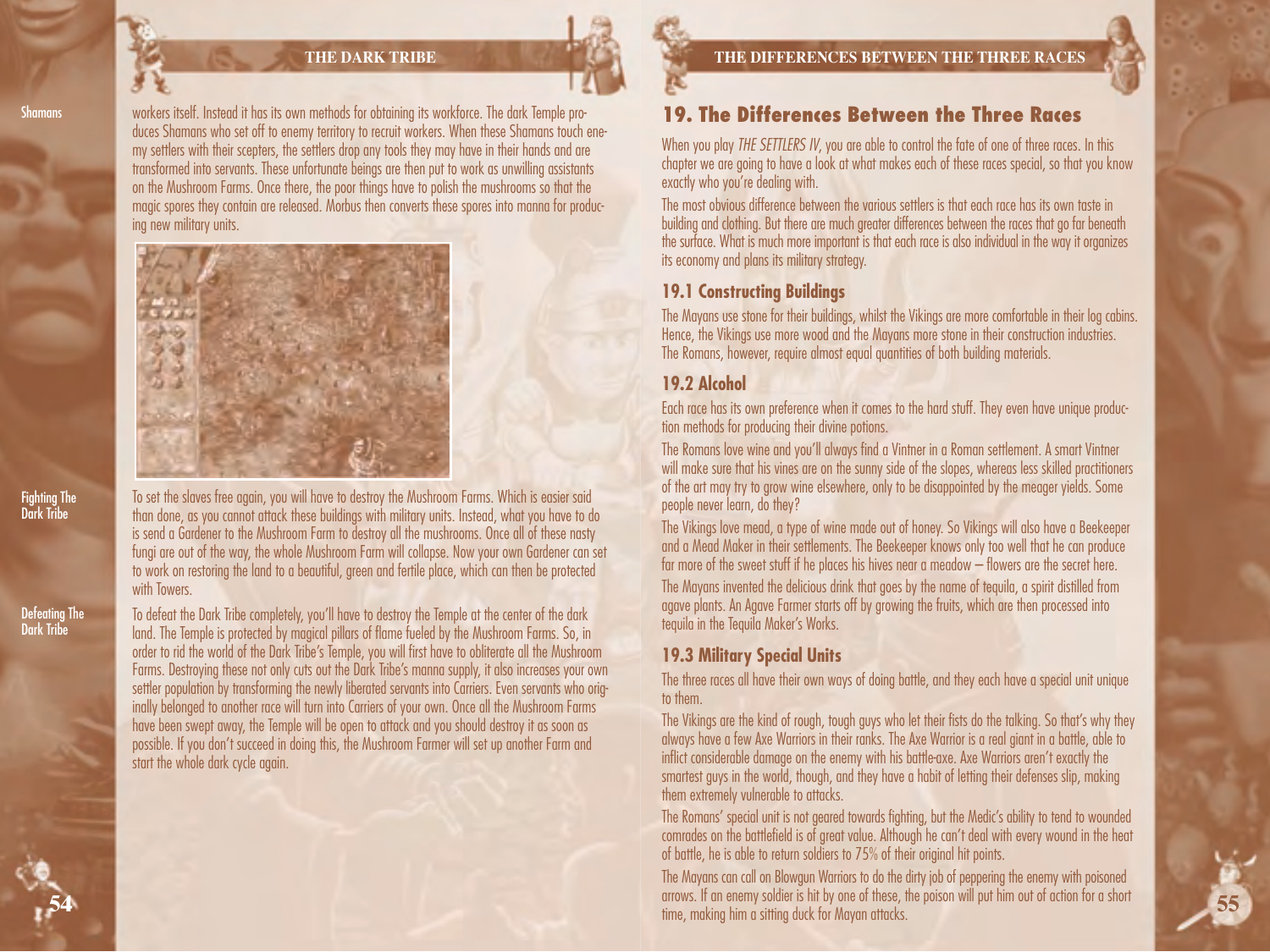Shamans

workers itself. Instead it has its own methods for obtaining its workforce. The dark Temple produces Shamans who set off to enemy territory to recruit workers. When these Shamans touch enemy settlers with their scepters, the settlers drop any tools they may have in their hands and are transformed into servants. These unfortunate beings are then put to work as unwilling assistants on the Mushroom Farms. Once there, the poor things have to polish the mushrooms so that the magic spores they contain are released. Morbus then converts these spores into manna for producing new military units.

Fighting The Dark Tribe

To set the slaves free again, you will have to destroy the Mushroom Farms. Which is easier said than done, as you cannot attack these buildings with military units. Instead, what you have to do is send a Gardener to the Mushroom Farm to destroy all the mushrooms. Once all of these nasty fungi are out of the way, the whole Mushroom Farm will collapse. Now your own Gardener can set to work on restoring the land to a beautiful, green and fertile place, which can then be protected with Towers.

Defeating The Dark Tribe

To defeat the Dark Tribe completely, you'll have to destroy the Temple at the center of the dark land. The Temple is protected by magical pillars of flame fueled by the Mushroom Farms. So, in order to rid the world of the Dark Tribe's Temple, you will first have to obliterate all the Mushroom Farms. Destroying these not only cuts out the Dark Tribe's manna supply, it also increases your own settler population by transforming the newly liberated servants into Carriers. Even servants who originally belonged to another race will turn into Carriers of your own. Once all the Mushroom Farms have been swept away, the Temple will be open to attack and you should destroy it as soon as possible. If you don't succeed in doing this, the Mushroom Farmer will set up another Farm and start the whole dark cycle again.

## 19. The Differences Between the Three Races

When you play *THE SETTLERS IV*, you are able to control the fate of one of three races. In this chapter we are going to have a look at what makes each of these races special, so that you know exactly who you're dealing with.

The most obvious difference between the various settlers is that each race has its own taste in building and clothing. But there are much greater differences between the races that go far beneath the surface. What is much more important is that each race is also individual in the way it organizes its economy and plans its military strategy.

### 19.1 Constructing Buildings

The Mayans use stone for their buildings, whilst the Vikings are more comfortable in their log cabins. Hence, the Vikings use more wood and the Mayans more stone in their construction industries. The Romans, however, require almost equal quantities of both building materials.

### 19.2 Alcohol

Each race has its own preference when it comes to the hard stuff. They even have unique production methods for producing their divine potions.

The Romans love wine and you'll always find a Vintner in a Roman settlement. A smart Vintner will make sure that his vines are on the sunny side of the slopes, whereas less skilled practitioners of the art may try to grow wine elsewhere, only to be disappointed by the meager yields. Some people never learn, do they?

The Vikings love mead, a type of wine made out of honey. So Vikings will also have a Beekeeper and a Mead Maker in their settlements. The Beekeeper knows only too well that he can produce far more of the sweet stuff if he places his hives near a meadow – flowers are the secret here.

The Mayans invented the delicious drink that goes by the name of tequila, a spirit distilled from agave plants. An Agave Farmer starts off by growing the fruits, which are then processed into tequila in the Tequila Maker's Works.

### 19.3 Military Special Units

The three races all have their own ways of doing battle, and they each have a special unit unique to them.

The Vikings are the kind of rough, tough guys who let their fists do the talking. So that's why they always have a few Axe Warriors in their ranks. The Axe Warrior is a real giant in a battle, able to inflict considerable damage on the enemy with his battle-axe. Axe Warriors aren't exactly the smartest guys in the world, though, and they have a habit of letting their defenses slip, making them extremely vulnerable to attacks.

The Romans' special unit is not geared towards fighting, but the Medic's ability to tend to wounded comrades on the battlefield is of great value. Although he can't deal with every wound in the heat of battle, he is able to return soldiers to 75% of their original hit points.

The Mayans can call on Blowgun Warriors to do the dirty job of peppering the enemy with poisoned arrows. If an enemy soldier is hit by one of these, the poison will put him out of action for a short time, making him a sitting duck for Mayan attacks.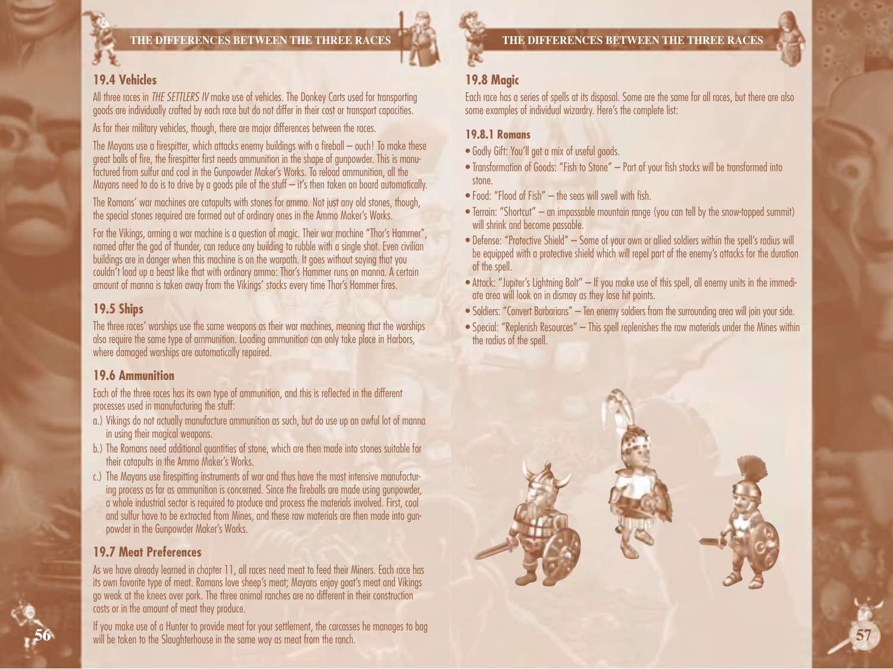## 19.4 Vehicles

All three races in *THE SETTLERS IV* make use of vehicles. The Donkey Carts used for transporting goods are individually crafted by each race but do not differ in their cost or transport capacities.

As for their military vehicles, though, there are major differences between the races.

The Mayans use a firespitter, which attacks enemy buildings with a fireball – ouch! To make these great balls of fire, the firespitter first needs ammunition in the shape of gunpowder. This is manufactured from sulfur and coal in the Gunpowder Maker's Works. To reload ammunition, all the Mayans need to do is to drive by a goods pile of the stuff – it's then taken on board automatically.

The Romans' war machines are catapults with stones for ammo. Not just any old stones, though, the special stones required are formed out of ordinary ones in the Ammo Maker's Works.

For the Vikings, arming a war machine is a question of magic. Their war machine "Thor's Hammer", named after the god of thunder, can reduce any building to rubble with a single shot. Even civilian buildings are in danger when this machine is on the warpath. It goes without saying that you couldn't load up a beast like that with ordinary ammo: Thor's Hammer runs on manna. A certain amount of manna is taken away from the Vikings' stocks every time Thor's Hammer fires.

## 19.5 Ships

The three races' warships use the same weapons as their war machines, meaning that the warships also require the same type of ammunition. Loading ammunition can only take place in Harbors, where damaged warships are automatically repaired.

## 19.6 Ammunition

Each of the three races has its own type of ammunition, and this is reflected in the different processes used in manufacturing the stuff:

a.) Vikings do not actually manufacture ammunition as such, but do use up an awful lot of manna in using their magical weapons.

b.) The Romans need additional quantities of stone, which are then made into stones suitable for their catapults in the Ammo Maker's Works.

c.) The Mayans use firespitting instruments of war and thus have the most intensive manufacturing process as far as ammunition is concerned. Since the fireballs are made using gunpowder, a whole industrial sector is required to produce and process the materials involved. First, coal and sulfur have to be extracted from Mines, and these raw materials are then made into gunpowder in the Gunpowder Maker's Works.

## 19.7 Meat Preferences

As we have already learned in chapter 11, all races need meat to feed their Miners. Each race has its own favorite type of meat. Romans love sheep's meat; Mayans enjoy goat's meat and Vikings go weak at the knees over pork. The three animal ranches are no different in their construction costs or in the amount of meat they produce.

If you make use of a Hunter to provide meat for your settlement, the carcasses he manages to bag will be taken to the Slaughterhouse in the same way as meat from the ranch.

## 19.8 Magic

Each race has a series of spells at its disposal. Some are the same for all races, but there are also some examples of individual wizardry. Here's the complete list:

### 19.8.1 Romans

- Godly Gift: You'll get a mix of useful goods.
- Transformation of Goods: "Fish to Stone" – Part of your fish stocks will be transformed into stone.
- Food: "Flood of Fish" – the seas will swell with fish.
- Terrain: "Shortcut" – an impassable mountain range (you can tell by the snow-topped summit) will shrink and become passable.
- Defense: "Protective Shield" – Some of your own or allied soldiers within the spell's radius will be equipped with a protective shield which will repel part of the enemy's attacks for the duration of the spell.
- Attack: "Jupiter's Lightning Bolt" – If you make use of this spell, all enemy units in the immediate area will look on in dismay as they lose hit points.
- Soldiers: "Convert Barbarians" – Ten enemy soldiers from the surrounding area will join your side.
- Special: "Replenish Resources" – This spell replenishes the raw materials under the Mines within the radius of the spell.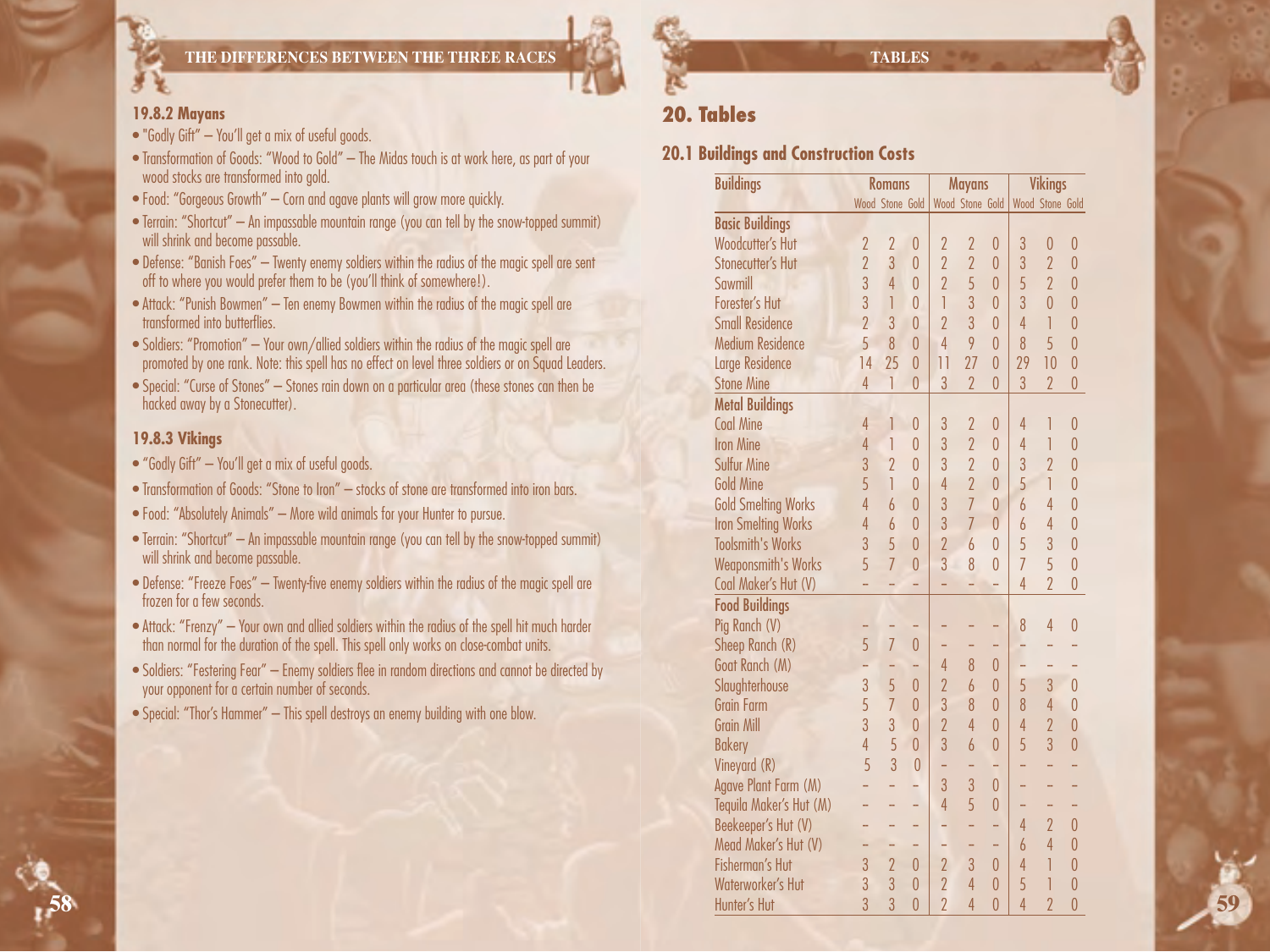### 19.8.2 Mayans

- "Godly Gift" – You'll get a mix of useful goods.
- Transformation of Goods: "Wood to Gold" – The Midas touch is at work here, as part of your wood stocks are transformed into gold.
- Food: "Gorgeous Growth" – Corn and agave plants will grow more quickly.
- Terrain: "Shortcut" – An impassable mountain range (you can tell by the snow-topped summit) will shrink and become passable.
- Defense: "Banish Foes" – Twenty enemy soldiers within the radius of the magic spell are sent off to where you would prefer them to be (you'll think of somewhere!).
- Attack: "Punish Bowmen" – Ten enemy Bowmen within the radius of the magic spell are transformed into butterflies.
- Soldiers: "Promotion" – Your own/allied soldiers within the radius of the magic spell are promoted by one rank. Note: this spell has no effect on level three soldiers or on Squad Leaders.
- Special: "Curse of Stones" – Stones rain down on a particular area (these stones can then be hacked away by a Stonecutter).

### 19.8.3 Vikings

- "Godly Gift" – You'll get a mix of useful goods.
- Transformation of Goods: "Stone to Iron" – stocks of stone are transformed into iron bars.
- Food: "Absolutely Animals" – More wild animals for your Hunter to pursue.
- Terrain: "Shortcut" – An impassable mountain range (you can tell by the snow-topped summit) will shrink and become passable.
- Defense: "Freeze Foes" – Twenty-five enemy soldiers within the radius of the magic spell are frozen for a few seconds.
- Attack: "Frenzy" – Your own and allied soldiers within the radius of the spell hit much harder than normal for the duration of the spell. This spell only works on close-combat units.
- Soldiers: "Festering Fear" – Enemy soldiers flee in random directions and cannot be directed by your opponent for a certain number of seconds.
- Special: "Thor's Hammer" – This spell destroys an enemy building with one blow.

# 20. Tables

## 20.1 Buildings and Construction Costs

| Buildings | Romans | | | Mayans | | | Vikings | | |
|---|---|---|---|---|---|---|---|---|---|
| | Wood | Stone | Gold | Wood | Stone | Gold | Wood | Stone | Gold |
| **Basic Buildings** | | | | | | | | | |
| Woodcutter's Hut | 2 | 2 | 0 | 2 | 2 | 0 | 3 | 0 | 0 |
| Stonecutter's Hut | 2 | 3 | 0 | 2 | 2 | 0 | 3 | 2 | 0 |
| Sawmill | 3 | 4 | 0 | 2 | 5 | 0 | 5 | 2 | 0 |
| Forester's Hut | 3 | 1 | 0 | 1 | 3 | 0 | 3 | 0 | 0 |
| Small Residence | 2 | 3 | 0 | 2 | 3 | 0 | 4 | 1 | 0 |
| Medium Residence | 5 | 8 | 0 | 4 | 9 | 0 | 8 | 5 | 0 |
| Large Residence | 14 | 25 | 0 | 11 | 27 | 0 | 29 | 10 | 0 |
| Stone Mine | 4 | 1 | 0 | 3 | 2 | 0 | 3 | 2 | 0 |
| **Metal Buildings** | | | | | | | | | |
| Coal Mine | 4 | 1 | 0 | 3 | 2 | 0 | 4 | 1 | 0 |
| Iron Mine | 4 | 1 | 0 | 3 | 2 | 0 | 4 | 1 | 0 |
| Sulfur Mine | 3 | 2 | 0 | 3 | 2 | 0 | 3 | 2 | 0 |
| Gold Mine | 5 | 1 | 0 | 4 | 2 | 0 | 5 | 1 | 0 |
| Gold Smelting Works | 4 | 6 | 0 | 3 | 7 | 0 | 6 | 4 | 0 |
| Iron Smelting Works | 4 | 6 | 0 | 3 | 7 | 0 | 6 | 4 | 0 |
| Toolsmith's Works | 3 | 5 | 0 | 2 | 6 | 0 | 5 | 3 | 0 |
| Weaponsmith's Works | 5 | 7 | 0 | 3 | 8 | 0 | 7 | 5 | 0 |
| Coal Maker's Hut (V) | – | – | – | – | – | – | 4 | 2 | 0 |
| **Food Buildings** | | | | | | | | | |
| Pig Ranch (V) | – | – | – | – | – | – | 8 | 4 | 0 |
| Sheep Ranch (R) | 5 | 7 | 0 | – | – | – | – | – | – |
| Goat Ranch (M) | – | – | – | 4 | 8 | 0 | – | – | – |
| Slaughterhouse | 3 | 5 | 0 | 2 | 6 | 0 | 5 | 3 | 0 |
| Grain Farm | 5 | 7 | 0 | 3 | 8 | 0 | 8 | 4 | 0 |
| Grain Mill | 3 | 3 | 0 | 2 | 4 | 0 | 4 | 2 | 0 |
| Bakery | 4 | 5 | 0 | 3 | 6 | 0 | 5 | 3 | 0 |
| Vineyard (R) | 5 | 3 | 0 | – | – | – | – | – | – |
| Agave Plant Farm (M) | – | – | – | 3 | 3 | 0 | – | – | – |
| Tequila Maker's Hut (M) | – | – | – | 4 | 5 | 0 | – | – | – |
| Beekeeper's Hut (V) | – | – | – | – | – | – | 4 | 2 | 0 |
| Mead Maker's Hut (V) | – | – | – | – | – | – | 6 | 4 | 0 |
| Fisherman's Hut | 3 | 2 | 0 | 2 | 3 | 0 | 4 | 1 | 0 |
| Waterworker's Hut | 3 | 3 | 0 | 2 | 4 | 0 | 5 | 1 | 0 |
| Hunter's Hut | 3 | 3 | 0 | 2 | 4 | 0 | 4 | 2 | 0 |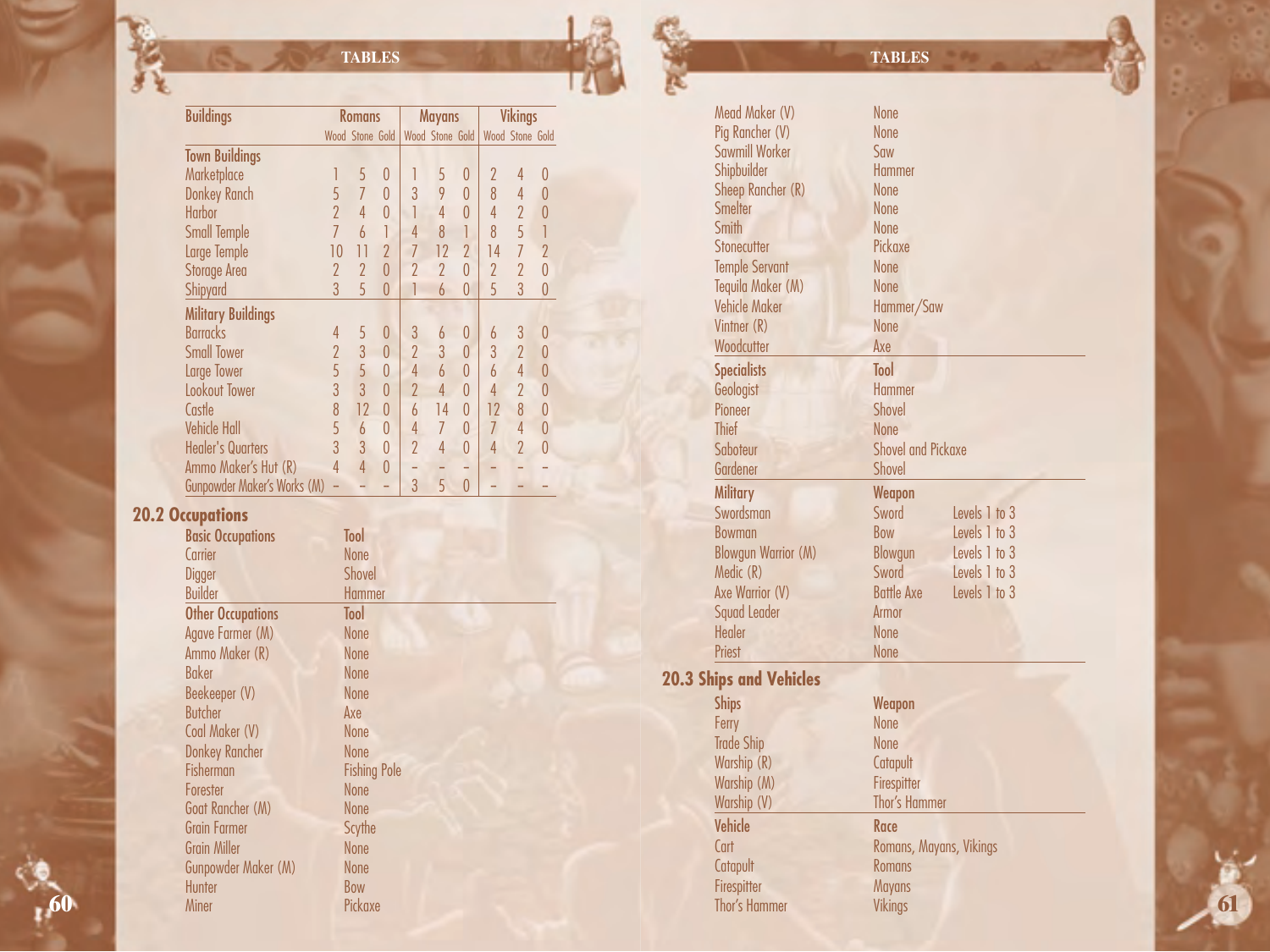| Buildings | Romans | | | Mayans | | | Vikings | | |
|---|---|---|---|---|---|---|---|---|---|
| | Wood | Stone | Gold | Wood | Stone | Gold | Wood | Stone | Gold |
| **Town Buildings** | | | | | | | | | |
| Marketplace | 1 | 5 | 0 | 1 | 5 | 0 | 2 | 4 | 0 |
| Donkey Ranch | 5 | 7 | 0 | 3 | 9 | 0 | 8 | 4 | 0 |
| Harbor | 2 | 4 | 0 | 1 | 4 | 0 | 4 | 2 | 0 |
| Small Temple | 7 | 6 | 1 | 4 | 8 | 1 | 8 | 5 | 1 |
| Large Temple | 10 | 11 | 2 | 7 | 12 | 2 | 14 | 7 | 2 |
| Storage Area | 2 | 2 | 0 | 2 | 2 | 0 | 2 | 2 | 0 |
| Shipyard | 3 | 5 | 0 | 1 | 6 | 0 | 5 | 3 | 0 |
| **Military Buildings** | | | | | | | | | |
| Barracks | 4 | 5 | 0 | 3 | 6 | 0 | 6 | 3 | 0 |
| Small Tower | 2 | 3 | 0 | 2 | 3 | 0 | 3 | 2 | 0 |
| Large Tower | 5 | 5 | 0 | 4 | 6 | 0 | 6 | 4 | 0 |
| Lookout Tower | 3 | 3 | 0 | 2 | 4 | 0 | 4 | 2 | 0 |
| Castle | 8 | 12 | 0 | 6 | 14 | 0 | 12 | 8 | 0 |
| Vehicle Hall | 5 | 6 | 0 | 4 | 7 | 0 | 7 | 4 | 0 |
| Healer's Quarters | 3 | 3 | 0 | 2 | 4 | 0 | 4 | 2 | 0 |
| Ammo Maker's Hut (R) | 4 | 4 | 0 | – | – | – | – | – | – |
| Gunpowder Maker's Works (M) | – | – | – | 3 | 5 | 0 | – | – | – |

## 20.2 Occupations

| Basic Occupations | Tool |
|---|---|
| Carrier | None |
| Digger | Shovel |
| Builder | Hammer |

| Other Occupations | Tool |
|---|---|
| Agave Farmer (M) | None |
| Ammo Maker (R) | None |
| Baker | None |
| Beekeeper (V) | None |
| Butcher | Axe |
| Coal Maker (V) | None |
| Donkey Rancher | None |
| Fisherman | Fishing Pole |
| Forester | None |
| Goat Rancher (M) | None |
| Grain Farmer | Scythe |
| Grain Miller | None |
| Gunpowder Maker (M) | None |
| Hunter | Bow |
| Miner | Pickaxe |
| Mead Maker (V) | None |
| Pig Rancher (V) | None |
| Sawmill Worker | Saw |
| Shipbuilder | Hammer |
| Sheep Rancher (R) | None |
| Smelter | None |
| Smith | None |
| Stonecutter | Pickaxe |
| Temple Servant | None |
| Tequila Maker (M) | None |
| Vehicle Maker | Hammer/Saw |
| Vintner (R) | None |
| Woodcutter | Axe |

| Specialists | Tool |
|---|---|
| Geologist | Hammer |
| Pioneer | Shovel |
| Thief | None |
| Saboteur | Shovel and Pickaxe |
| Gardener | Shovel |

| Military | Weapon | |
|---|---|---|
| Swordsman | Sword | Levels 1 to 3 |
| Bowman | Bow | Levels 1 to 3 |
| Blowgun Warrior (M) | Blowgun | Levels 1 to 3 |
| Medic (R) | Sword | Levels 1 to 3 |
| Axe Warrior (V) | Battle Axe | Levels 1 to 3 |
| Squad Leader | Armor | |
| Healer | None | |
| Priest | None | |

## 20.3 Ships and Vehicles

| Ships | Weapon |
|---|---|
| Ferry | None |
| Trade Ship | None |
| Warship (R) | Catapult |
| Warship (M) | Firespitter |
| Warship (V) | Thor's Hammer |

| Vehicle | Race |
|---|---|
| Cart | Romans, Mayans, Vikings |
| Catapult | Romans |
| Firespitter | Mayans |
| Thor's Hammer | Vikings |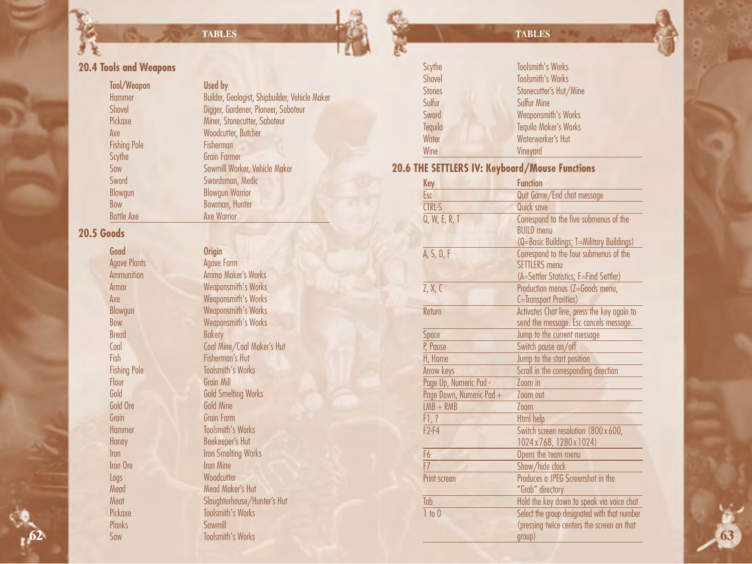## 20.4 Tools and Weapons

| Tool/Weapon | Used by |
|---|---|
| Hammer | Builder, Geologist, Shipbuilder, Vehicle Maker |
| Shovel | Digger, Gardener, Pioneer, Saboteur |
| Pickaxe | Miner, Stonecutter, Saboteur |
| Axe | Woodcutter, Butcher |
| Fishing Pole | Fisherman |
| Scythe | Grain Farmer |
| Saw | Sawmill Worker, Vehicle Maker |
| Sword | Swordsman, Medic |
| Blowgun | Blowgun Warrior |
| Bow | Bowman, Hunter |
| Battle Axe | Axe Warrior |

## 20.5 Goods

| Good | Origin |
|---|---|
| Agave Plants | Agave Farm |
| Ammunition | Ammo Maker's Works |
| Armor | Weaponsmith's Works |
| Axe | Weaponsmith's Works |
| Blowgun | Weaponsmith's Works |
| Bow | Weaponsmith's Works |
| Bread | Bakery |
| Coal | Coal Mine/Coal Maker's Hut |
| Fish | Fisherman's Hut |
| Fishing Pole | Toolsmith's Works |
| Flour | Grain Mill |
| Gold | Gold Smelting Works |
| Gold Ore | Gold Mine |
| Grain | Grain Farm |
| Hammer | Toolsmith's Works |
| Honey | Beekeeper's Hut |
| Iron | Iron Smelting Works |
| Iron Ore | Iron Mine |
| Logs | Woodcutter |
| Mead | Mead Maker's Hut |
| Meat | Slaughterhouse/Hunter's Hut |
| Pickaxe | Toolsmith's Works |
| Planks | Sawmill |
| Saw | Toolsmith's Works |
| Scythe | Toolsmith's Works |
| Shovel | Toolsmith's Works |
| Stones | Stonecutter's Hut/Mine |
| Sulfur | Sulfur Mine |
| Sword | Weaponsmith's Works |
| Tequila | Tequila Maker's Works |
| Water | Waterworker's Hut |
| Wine | Vineyard |

## 20.6 THE SETTLERS IV: Keyboard/Mouse Functions

| Key | Function |
|---|---|
| Esc | Quit Game/End chat message |
| CTRL-S | Quick save |
| Q, W, E, R, T | Correspond to the five submenus of the BUILD menu (Q=Basic Buildings; T=Military Buildings) |
| A, S, D, F | Correspond to the four submenus of the SETTLERS menu (A=Settler Statistics; F=Find Settler) |
| Z, X, C | Production menus (Z=Goods menu, C=Transport Prorities) |
| Return | Activates Chat line, press the key again to send the message. Esc cancels message. |
| Space | Jump to the current message |
| P, Pause | Switch pause on/off |
| H, Home | Jump to the start position |
| Arrow keys | Scroll in the corresponding direction |
| Page Up, Numeric Pad - | Zoom in |
| Page Down, Numeric Pad + | Zoom out |
| LMB + RMB | Zoom |
| F1, ? | Html help |
| F2-F4 | Switch screen resolution (800 x 600, 1024 x 768, 1280 x 1024) |
| F6 | Opens the team menu |
| F7 | Show/hide clock |
| Print screen | Produces a JPEG Screenshot in the "Grab" directory |
| Tab | Hold the key down to speak via voice chat |
| 1 to 0 | Select the group designated with that number (pressing twice centers the screen on that group) |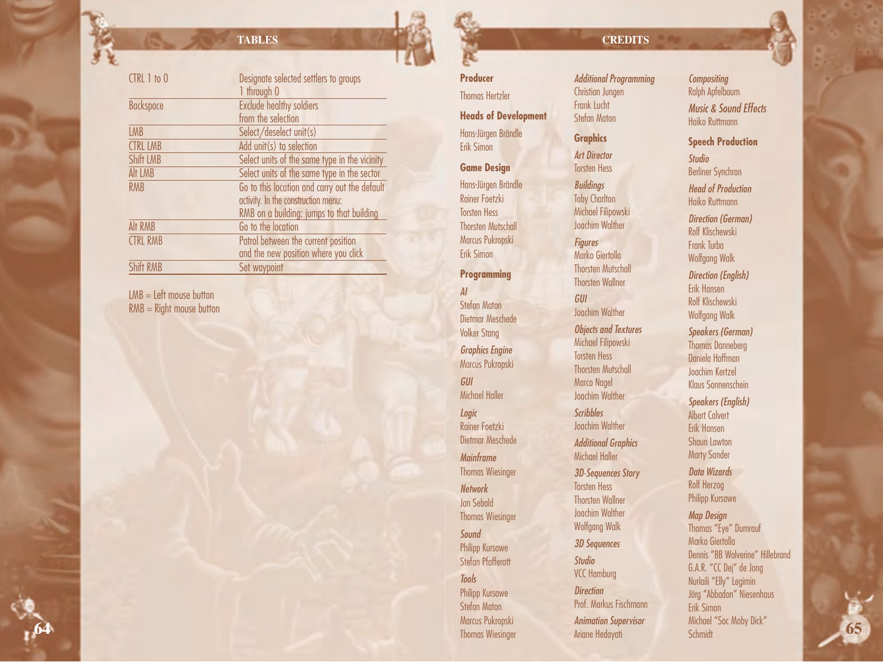## TABLES

| | |
|---|---|
| CTRL 1 to 0 | Designate selected settlers to groups 1 through 0 |
| Backspace | Exclude healthy soldiers from the selection |
| LMB | Select/deselect unit(s) |
| CTRL LMB | Add unit(s) to selection |
| Shift LMB | Select units of the same type in the vicinity |
| Alt LMB | Select units of the same type in the sector |
| RMB | Go to this location and carry out the default activity. In the construction menu: RMB on a building: jumps to that building |
| Alt RMB | Go to the location |
| CTRL RMB | Patrol between the current position and the new position where you click |
| Shift RMB | Set waypoint |

LMB = Left mouse button
RMB = Right mouse button

## CREDITS

**Producer**
Thomas Hertzler

**Heads of Development**
Hans-Jürgen Brändle
Erik Simon

**Game Design**
Hans-Jürgen Brändle
Rainer Foetzki
Torsten Hess
Thorsten Mutschall
Marcus Pukropski
Erik Simon

**Programming**

*AI*
Stefan Maton
Dietmar Meschede
Volker Stang

*Graphics Engine*
Marcus Pukropski

*GUI*
Michael Haller

*Logic*
Rainer Foetzki
Dietmar Meschede

*Mainframe*
Thomas Wiesinger

*Network*
Jan Sebald
Thomas Wiesinger

*Sound*
Philipp Kursawe
Stefan Pfafferott

*Tools*
Philipp Kursawe
Stefan Maton
Marcus Pukropski
Thomas Wiesinger

*Additional Programming*
Christian Jungen
Frank Lucht
Stefan Maton

**Graphics**

*Art Director*
Torsten Hess

*Buildings*
Toby Charlton
Michael Filipowski
Joachim Walther

*Figures*
Marko Giertolla
Thorsten Mutschall
Thorsten Wallner

*GUI*
Joachim Walther

*Objects and Textures*
Michael Filipowski
Torsten Hess
Thorsten Mutschall
Marco Nagel
Joachim Walther

*Scribbles*
Joachim Walther

*Additional Graphics*
Michael Haller

*3D-Sequences Story*
Torsten Hess
Thorsten Wallner
Joachim Walther
Wolfgang Walk

*3D Sequences*

*Studio*
VCC Hamburg

*Direction*
Prof. Markus Fischmann

*Animation Supervisor*
Ariane Hedayati

*Compositing*
Ralph Apfelbaum

*Music & Sound Effects*
Haiko Ruttmann

**Speech Production**

*Studio*
Berliner Synchron

*Head of Production*
Haiko Ruttmann

*Direction (German)*
Rolf Klischewski
Frank Turba
Wolfgang Walk

*Direction (English)*
Erik Hansen
Rolf Klischewski
Wolfgang Walk

*Speakers (German)*
Thomas Danneberg
Daniela Hoffman
Joachim Kertzel
Klaus Sonnenschein

*Speakers (English)*
Albert Calvert
Erik Hansen
Shaun Lawton
Marty Sander

*Data Wizards*
Rolf Herzog
Philipp Kursawe

*Map Design*
Thomas "Eye" Dumrauf
Marko Giertolla
Dennis "BB Wolverine" Hillebrand
G.A.R. "CC Dej" de Jong
Nurlaili "Elly" Legimin
Jörg "Abbadon" Niesenhaus
Erik Simon
Michael "Soc Moby Dick" Schmidt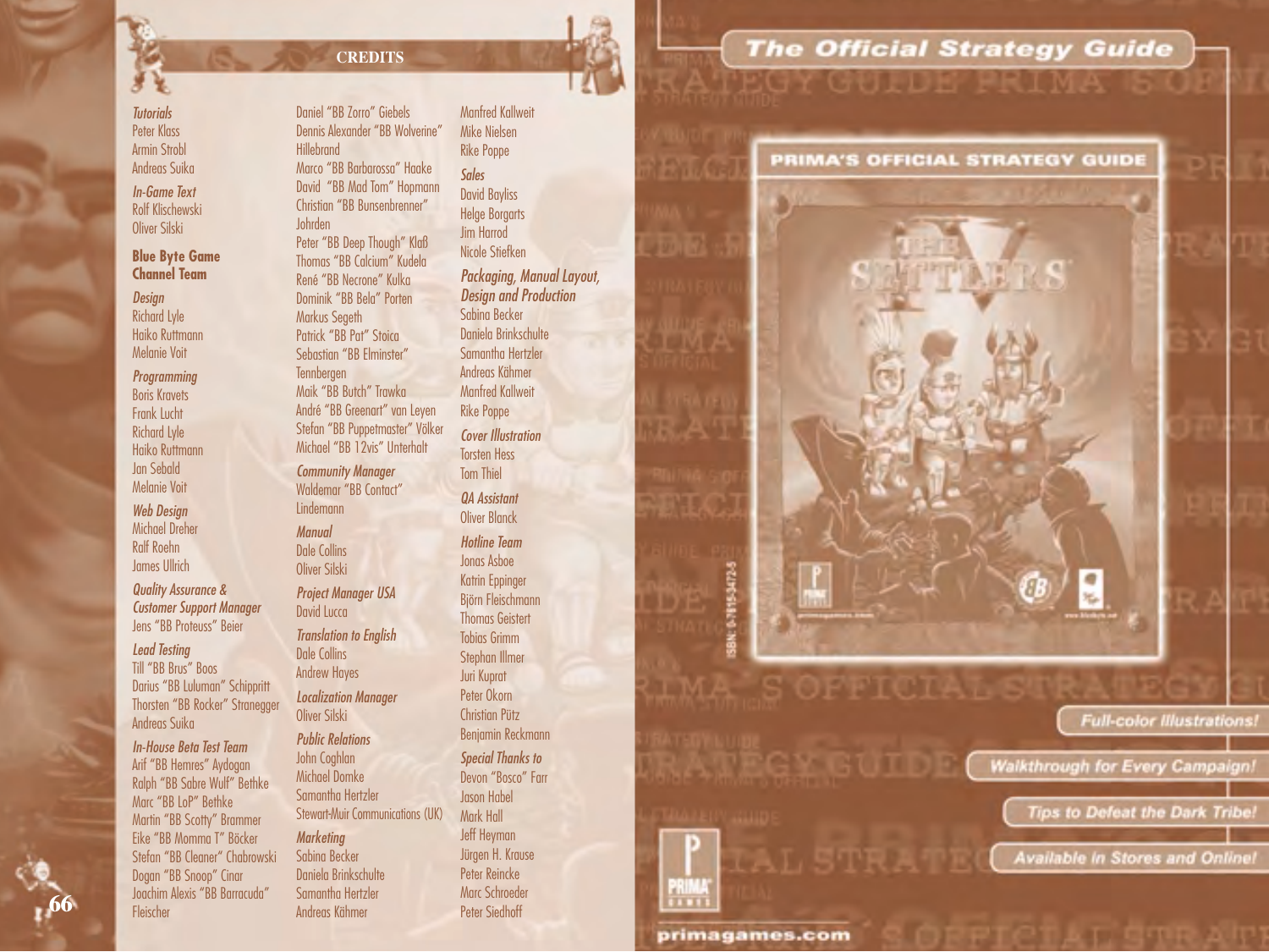# CREDITS

*Tutorials*
Peter Klass
Armin Strobl
Andreas Suika

*In-Game Text*
Rolf Klischewski
Oliver Silski

**Blue Byte Game Channel Team**

*Design*
Richard Lyle
Haiko Ruttmann
Melanie Voit

*Programming*
Boris Kravets
Frank Lucht
Richard Lyle
Haiko Ruttmann
Jan Sebald
Melanie Voit

*Web Design*
Michael Dreher
Ralf Roehn
James Ullrich

*Quality Assurance & Customer Support Manager*
Jens "BB Proteuss" Beier

*Lead Testing*
Till "BB Brus" Boos
Darius "BB Luluman" Schippritt
Thorsten "BB Rocker" Stranegger
Andreas Suika

*In-House Beta Test Team*
Arif "BB Hemres" Aydogan
Ralph "BB Sabre Wulf" Bethke
Marc "BB LoP" Bethke
Martin "BB Scotty" Brammer
Eike "BB Momma T" Böcker
Stefan "BB Cleaner" Chabrowski
Dogan "BB Snoop" Cinar
Joachim Alexis "BB Barracuda" Fleischer
Daniel "BB Zorro" Giebels
Dennis Alexander "BB Wolverine" Hillebrand
Marco "BB Barbarossa" Haake
David "BB Mad Tom" Hopmann
Christian "BB Bunsenbrenner" Johrden
Peter "BB Deep Though" Klaß
Thomas "BB Calcium" Kudela
René "BB Necrone" Kulka
Dominik "BB Bela" Porten
Markus Segeth
Patrick "BB Pat" Stoica
Sebastian "BB Elminster" Tennbergen
Maik "BB Butch" Trawka
André "BB Greenart" van Leyen
Stefan "BB Puppetmaster" Völker
Michael "BB 12vis" Unterhalt

*Community Manager*
Waldemar "BB Contact" Lindemann

*Manual*
Dale Collins
Oliver Silski

*Project Manager USA*
David Lucca

*Translation to English*
Dale Collins
Andrew Hayes

*Localization Manager*
Oliver Silski

*Public Relations*
John Coghlan
Michael Domke
Samantha Hertzler
Stewart-Muir Communications (UK)

*Marketing*
Sabina Becker
Daniela Brinkschulte
Samantha Hertzler
Andreas Kähmer
Manfred Kallweit
Mike Nielsen
Rike Poppe

*Sales*
David Bayliss
Helge Borgarts
Jim Harrod
Nicole Stiefken

*Packaging, Manual Layout, Design and Production*
Sabina Becker
Daniela Brinkschulte
Samantha Hertzler
Andreas Kähmer
Manfred Kallweit
Rike Poppe

*Cover Illustration*
Torsten Hess
Tom Thiel

*QA Assistant*
Oliver Blanck

*Hotline Team*
Jonas Asboe
Katrin Eppinger
Björn Fleischmann
Thomas Geistert
Tobias Grimm
Stephan Illmer
Juri Kuprat
Peter Okorn
Christian Pütz
Benjamin Reckmann

*Special Thanks to*
Devon "Bosco" Farr
Jason Habel
Mark Hall
Jeff Heyman
Jürgen H. Krause
Peter Reincke
Marc Schroeder
Peter Siedhoff

**The Official Strategy Guide**

PRIMA'S OFFICIAL STRATEGY GUIDE

Full-color Illustrations!
Walkthrough for Every Campaign!
Tips to Defeat the Dark Tribe!
Available in Stores and Online!

primagames.com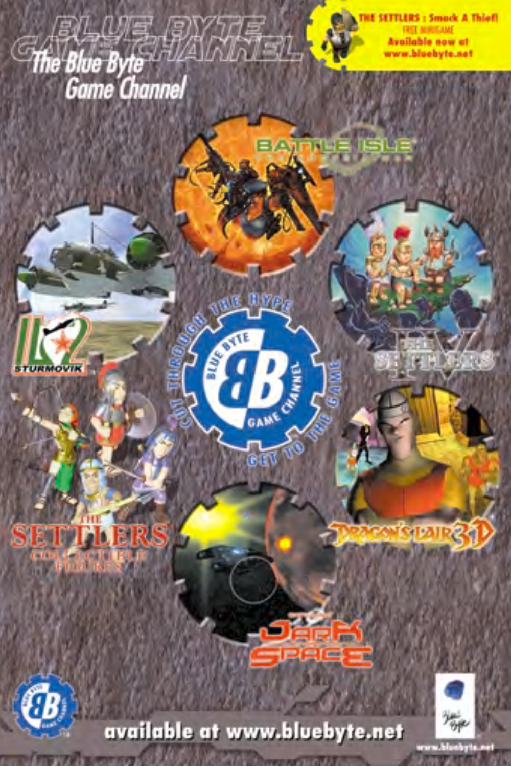# The Blue Byte Game Channel

**THE SETTLERS : Smack A Thief!**
FREE MINIGAME
**Available now at www.bluebyte.net**

BATTLE ISLE

IL-2 STURMOVIK

THE SETTLERS IV

CUT THROUGH THE HYPE
BLUE BYTE GAME CHANNEL
GET TO THE GAME

THE SETTLERS COLLECTIBLE FIGURES

DRAGON'S LAIR 3D

DARK SPACE

**available at www.bluebyte.net**

www.bluebyte.net